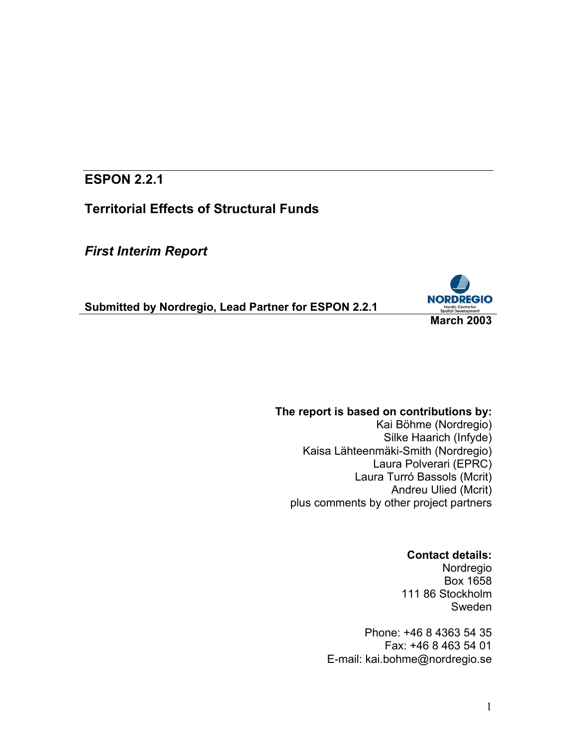# ESPON 2.2.1

## Territorial Effects of Structural Funds

### *First Interim Report*

**Submitted by Nordregio, Lead Partner for ESPON 2.2.1**

NORDREGIO
Nordic Centre for Spatial Development

**March 2003**

**The report is based on contributions by:**
Kai Böhme (Nordregio)
Silke Haarich (Infyde)
Kaisa Lähteenmäki-Smith (Nordregio)
Laura Polverari (EPRC)
Laura Turró Bassols (Mcrit)
Andreu Ulied (Mcrit)
plus comments by other project partners

**Contact details:**
Nordregio
Box 1658
111 86 Stockholm
Sweden

Phone: +46 8 4363 54 35
Fax: +46 8 463 54 01
E-mail: kai.bohme@nordregio.se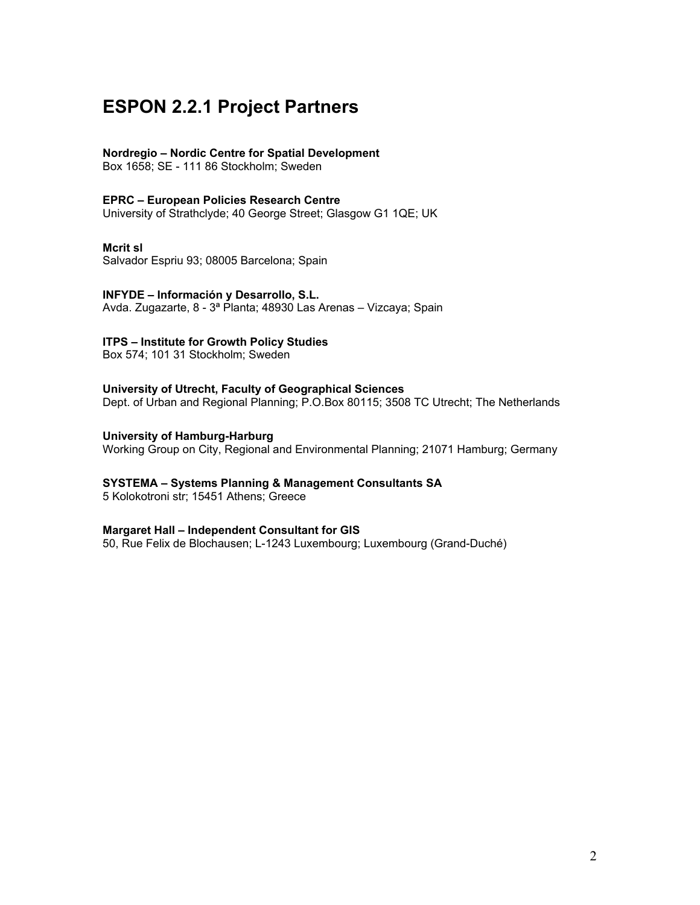# ESPON 2.2.1 Project Partners

**Nordregio – Nordic Centre for Spatial Development**
Box 1658; SE - 111 86 Stockholm; Sweden

**EPRC – European Policies Research Centre**
University of Strathclyde; 40 George Street; Glasgow G1 1QE; UK

**Mcrit sl**
Salvador Espriu 93; 08005 Barcelona; Spain

**INFYDE – Información y Desarrollo, S.L.**
Avda. Zugazarte, 8 - 3ª Planta; 48930 Las Arenas – Vizcaya; Spain

**ITPS – Institute for Growth Policy Studies**
Box 574; 101 31 Stockholm; Sweden

**University of Utrecht, Faculty of Geographical Sciences**
Dept. of Urban and Regional Planning; P.O.Box 80115; 3508 TC Utrecht; The Netherlands

**University of Hamburg-Harburg**
Working Group on City, Regional and Environmental Planning; 21071 Hamburg; Germany

**SYSTEMA – Systems Planning & Management Consultants SA**
5 Kolokotroni str; 15451 Athens; Greece

**Margaret Hall – Independent Consultant for GIS**
50, Rue Felix de Blochausen; L-1243 Luxembourg; Luxembourg (Grand-Duché)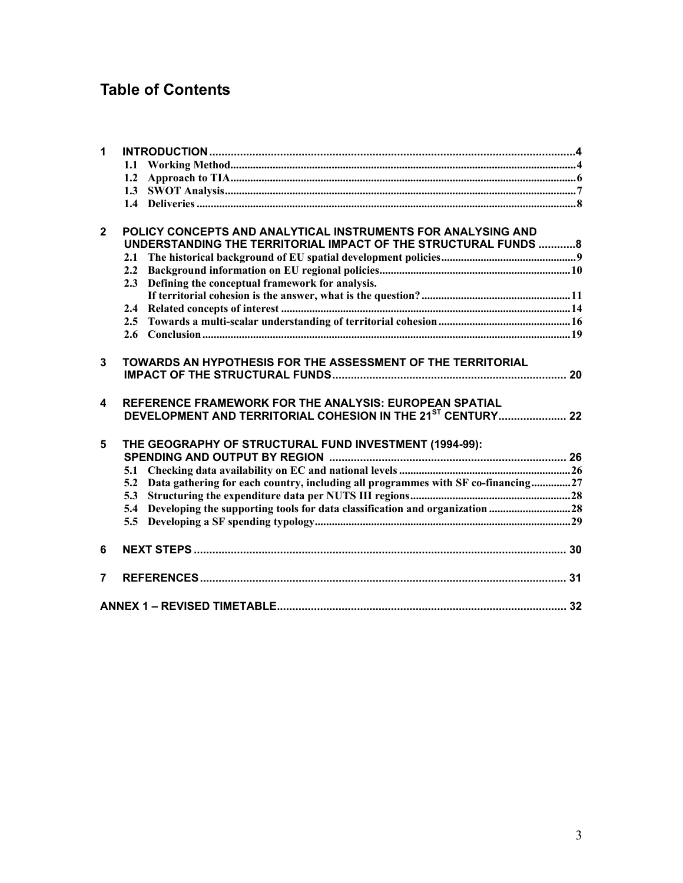# Table of Contents

1 INTRODUCTION ....................................................................................................................4
 1.1 Working Method........................................................................................................................4
 1.2 Approach to TIA........................................................................................................................6
 1.3 SWOT Analysis.........................................................................................................................7
 1.4 Deliveries ..................................................................................................................................8

2 POLICY CONCEPTS AND ANALYTICAL INSTRUMENTS FOR ANALYSING AND UNDERSTANDING THE TERRITORIAL IMPACT OF THE STRUCTURAL FUNDS ............8
 2.1 The historical background of EU spatial development policies...............................................9
 2.2 Background information on EU regional policies...................................................................10
 2.3 Defining the conceptual framework for analysis. If territorial cohesion is the answer, what is the question? .....................................................11
 2.4 Related concepts of interest .....................................................................................................14
 2.5 Towards a multi-scalar understanding of territorial cohesion..............................................16
 2.6 Conclusion................................................................................................................................19

3 TOWARDS AN HYPOTHESIS FOR THE ASSESSMENT OF THE TERRITORIAL IMPACT OF THE STRUCTURAL FUNDS........................................................................... 20

4 REFERENCE FRAMEWORK FOR THE ANALYSIS: EUROPEAN SPATIAL DEVELOPMENT AND TERRITORIAL COHESION IN THE 21ST CENTURY...................... 22

5 THE GEOGRAPHY OF STRUCTURAL FUND INVESTMENT (1994-99): SPENDING AND OUTPUT BY REGION ............................................................................ 26
 5.1 Checking data availability on EC and national levels............................................................26
 5.2 Data gathering for each country, including all programmes with SF co-financing..............27
 5.3 Structuring the expenditure data per NUTS III regions........................................................28
 5.4 Developing the supporting tools for data classification and organization .............................28
 5.5 Developing a SF spending typology..........................................................................................29

6 NEXT STEPS ........................................................................................................................ 30

7 REFERENCES...................................................................................................................... 31

ANNEX 1 – REVISED TIMETABLE............................................................................................. 32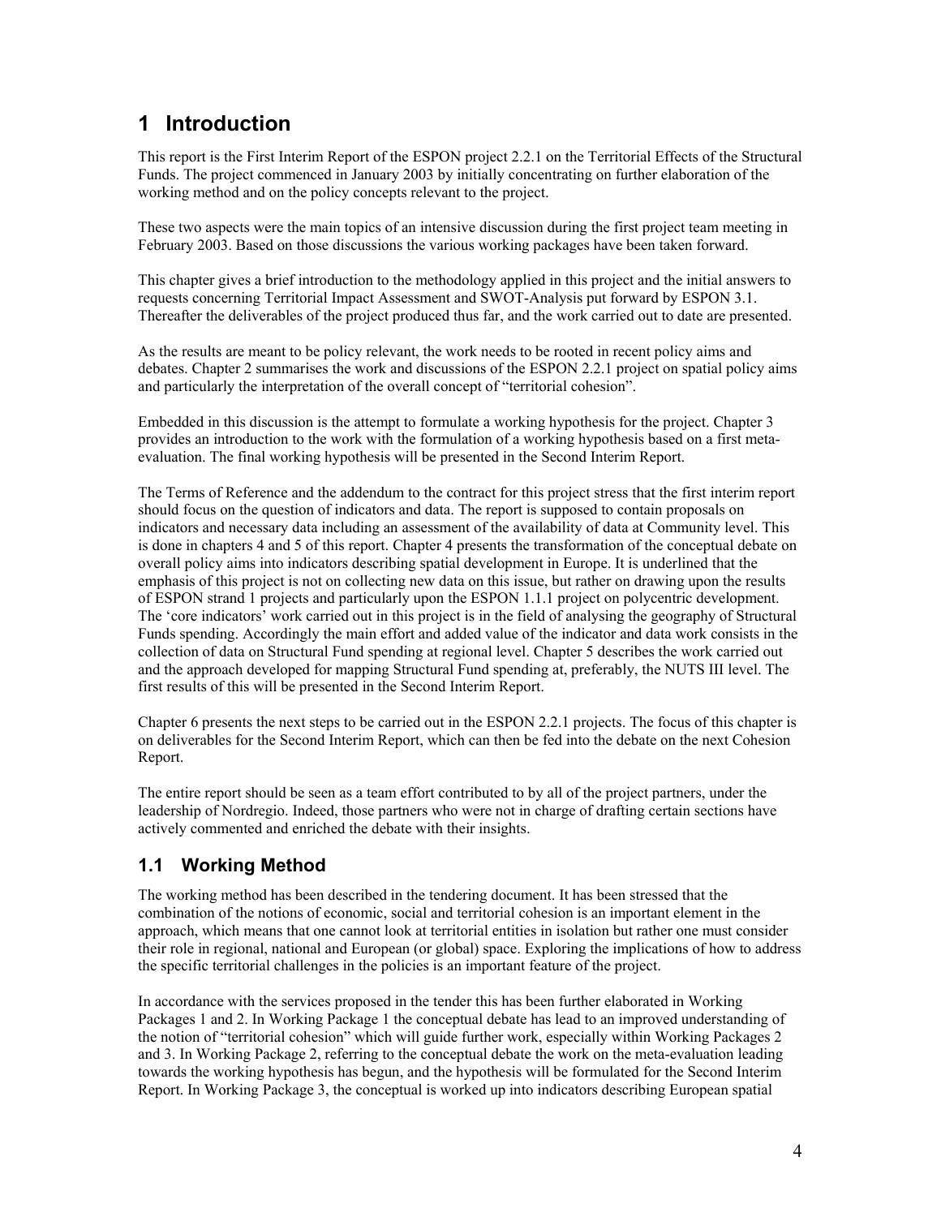# 1 Introduction

This report is the First Interim Report of the ESPON project 2.2.1 on the Territorial Effects of the Structural Funds. The project commenced in January 2003 by initially concentrating on further elaboration of the working method and on the policy concepts relevant to the project.

These two aspects were the main topics of an intensive discussion during the first project team meeting in February 2003. Based on those discussions the various working packages have been taken forward.

This chapter gives a brief introduction to the methodology applied in this project and the initial answers to requests concerning Territorial Impact Assessment and SWOT-Analysis put forward by ESPON 3.1. Thereafter the deliverables of the project produced thus far, and the work carried out to date are presented.

As the results are meant to be policy relevant, the work needs to be rooted in recent policy aims and debates. Chapter 2 summarises the work and discussions of the ESPON 2.2.1 project on spatial policy aims and particularly the interpretation of the overall concept of "territorial cohesion".

Embedded in this discussion is the attempt to formulate a working hypothesis for the project. Chapter 3 provides an introduction to the work with the formulation of a working hypothesis based on a first meta-evaluation. The final working hypothesis will be presented in the Second Interim Report.

The Terms of Reference and the addendum to the contract for this project stress that the first interim report should focus on the question of indicators and data. The report is supposed to contain proposals on indicators and necessary data including an assessment of the availability of data at Community level. This is done in chapters 4 and 5 of this report. Chapter 4 presents the transformation of the conceptual debate on overall policy aims into indicators describing spatial development in Europe. It is underlined that the emphasis of this project is not on collecting new data on this issue, but rather on drawing upon the results of ESPON strand 1 projects and particularly upon the ESPON 1.1.1 project on polycentric development. The 'core indicators' work carried out in this project is in the field of analysing the geography of Structural Funds spending. Accordingly the main effort and added value of the indicator and data work consists in the collection of data on Structural Fund spending at regional level. Chapter 5 describes the work carried out and the approach developed for mapping Structural Fund spending at, preferably, the NUTS III level. The first results of this will be presented in the Second Interim Report.

Chapter 6 presents the next steps to be carried out in the ESPON 2.2.1 projects. The focus of this chapter is on deliverables for the Second Interim Report, which can then be fed into the debate on the next Cohesion Report.

The entire report should be seen as a team effort contributed to by all of the project partners, under the leadership of Nordregio. Indeed, those partners who were not in charge of drafting certain sections have actively commented and enriched the debate with their insights.

## 1.1 Working Method

The working method has been described in the tendering document. It has been stressed that the combination of the notions of economic, social and territorial cohesion is an important element in the approach, which means that one cannot look at territorial entities in isolation but rather one must consider their role in regional, national and European (or global) space. Exploring the implications of how to address the specific territorial challenges in the policies is an important feature of the project.

In accordance with the services proposed in the tender this has been further elaborated in Working Packages 1 and 2. In Working Package 1 the conceptual debate has lead to an improved understanding of the notion of "territorial cohesion" which will guide further work, especially within Working Packages 2 and 3. In Working Package 2, referring to the conceptual debate the work on the meta-evaluation leading towards the working hypothesis has begun, and the hypothesis will be formulated for the Second Interim Report. In Working Package 3, the conceptual is worked up into indicators describing European spatial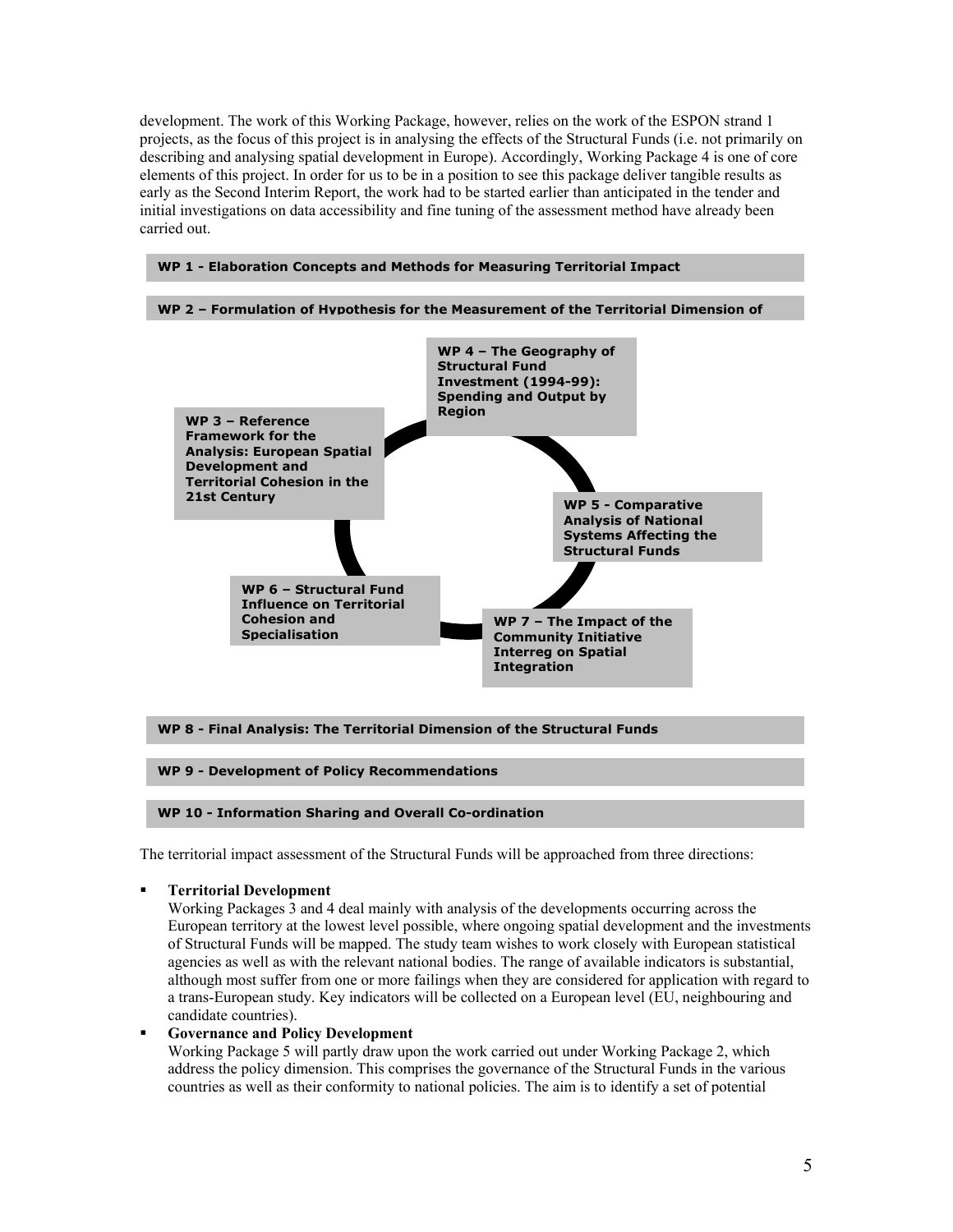development. The work of this Working Package, however, relies on the work of the ESPON strand 1 projects, as the focus of this project is in analysing the effects of the Structural Funds (i.e. not primarily on describing and analysing spatial development in Europe). Accordingly, Working Package 4 is one of core elements of this project. In order for us to be in a position to see this package deliver tangible results as early as the Second Interim Report, the work had to be started earlier than anticipated in the tender and initial investigations on data accessibility and fine tuning of the assessment method have already been carried out.

**WP 1 - Elaboration Concepts and Methods for Measuring Territorial Impact**

**WP 2 – Formulation of Hypothesis for the Measurement of the Territorial Dimension of**

**WP 3 – Reference Framework for the Analysis: European Spatial Development and Territorial Cohesion in the 21st Century**

**WP 4 – The Geography of Structural Fund Investment (1994-99): Spending and Output by Region**

**WP 5 - Comparative Analysis of National Systems Affecting the Structural Funds**

**WP 6 – Structural Fund Influence on Territorial Cohesion and Specialisation**

**WP 7 – The Impact of the Community Initiative Interreg on Spatial Integration**

**WP 8 - Final Analysis: The Territorial Dimension of the Structural Funds**

**WP 9 - Development of Policy Recommendations**

**WP 10 - Information Sharing and Overall Co-ordination**

The territorial impact assessment of the Structural Funds will be approached from three directions:

- **Territorial Development**
  Working Packages 3 and 4 deal mainly with analysis of the developments occurring across the European territory at the lowest level possible, where ongoing spatial development and the investments of Structural Funds will be mapped. The study team wishes to work closely with European statistical agencies as well as with the relevant national bodies. The range of available indicators is substantial, although most suffer from one or more failings when they are considered for application with regard to a trans-European study. Key indicators will be collected on a European level (EU, neighbouring and candidate countries).
- **Governance and Policy Development**
  Working Package 5 will partly draw upon the work carried out under Working Package 2, which address the policy dimension. This comprises the governance of the Structural Funds in the various countries as well as their conformity to national policies. The aim is to identify a set of potential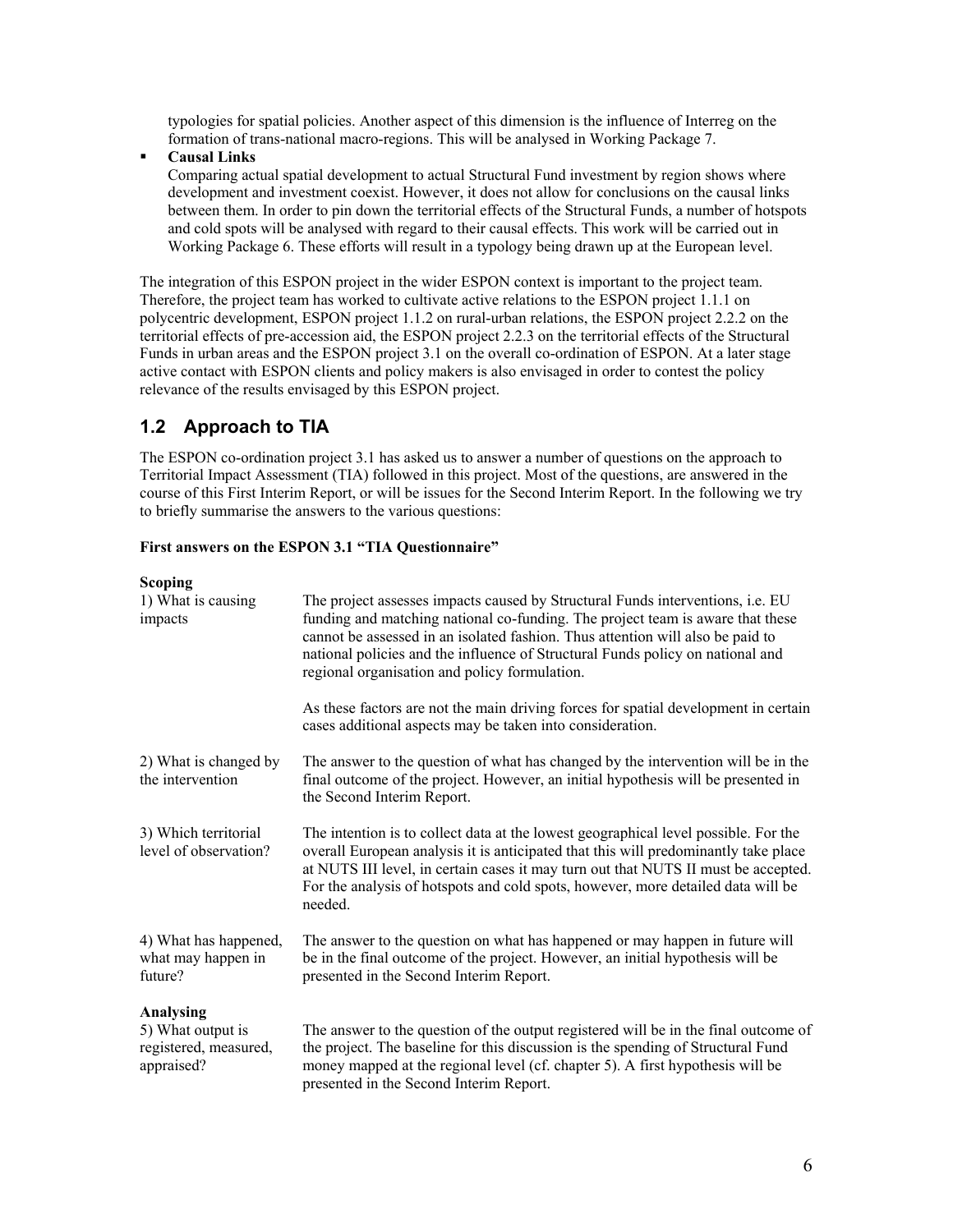typologies for spatial policies. Another aspect of this dimension is the influence of Interreg on the formation of trans-national macro-regions. This will be analysed in Working Package 7.

- **Causal Links**
  Comparing actual spatial development to actual Structural Fund investment by region shows where development and investment coexist. However, it does not allow for conclusions on the causal links between them. In order to pin down the territorial effects of the Structural Funds, a number of hotspots and cold spots will be analysed with regard to their causal effects. This work will be carried out in Working Package 6. These efforts will result in a typology being drawn up at the European level.

The integration of this ESPON project in the wider ESPON context is important to the project team. Therefore, the project team has worked to cultivate active relations to the ESPON project 1.1.1 on polycentric development, ESPON project 1.1.2 on rural-urban relations, the ESPON project 2.2.2 on the territorial effects of pre-accession aid, the ESPON project 2.2.3 on the territorial effects of the Structural Funds in urban areas and the ESPON project 3.1 on the overall co-ordination of ESPON. At a later stage active contact with ESPON clients and policy makers is also envisaged in order to contest the policy relevance of the results envisaged by this ESPON project.

## 1.2 Approach to TIA

The ESPON co-ordination project 3.1 has asked us to answer a number of questions on the approach to Territorial Impact Assessment (TIA) followed in this project. Most of the questions, are answered in the course of this First Interim Report, or will be issues for the Second Interim Report. In the following we try to briefly summarise the answers to the various questions:

**First answers on the ESPON 3.1 "TIA Questionnaire"**

**Scoping**

| | |
|---|---|
| 1) What is causing impacts | The project assesses impacts caused by Structural Funds interventions, i.e. EU funding and matching national co-funding. The project team is aware that these cannot be assessed in an isolated fashion. Thus attention will also be paid to national policies and the influence of Structural Funds policy on national and regional organisation and policy formulation.<br><br>As these factors are not the main driving forces for spatial development in certain cases additional aspects may be taken into consideration. |
| 2) What is changed by the intervention | The answer to the question of what has changed by the intervention will be in the final outcome of the project. However, an initial hypothesis will be presented in the Second Interim Report. |
| 3) Which territorial level of observation? | The intention is to collect data at the lowest geographical level possible. For the overall European analysis it is anticipated that this will predominantly take place at NUTS III level, in certain cases it may turn out that NUTS II must be accepted. For the analysis of hotspots and cold spots, however, more detailed data will be needed. |
| 4) What has happened, what may happen in future? | The answer to the question on what has happened or may happen in future will be in the final outcome of the project. However, an initial hypothesis will be presented in the Second Interim Report. |

**Analysing**

| | |
|---|---|
| 5) What output is registered, measured, appraised? | The answer to the question of the output registered will be in the final outcome of the project. The baseline for this discussion is the spending of Structural Fund money mapped at the regional level (cf. chapter 5). A first hypothesis will be presented in the Second Interim Report. |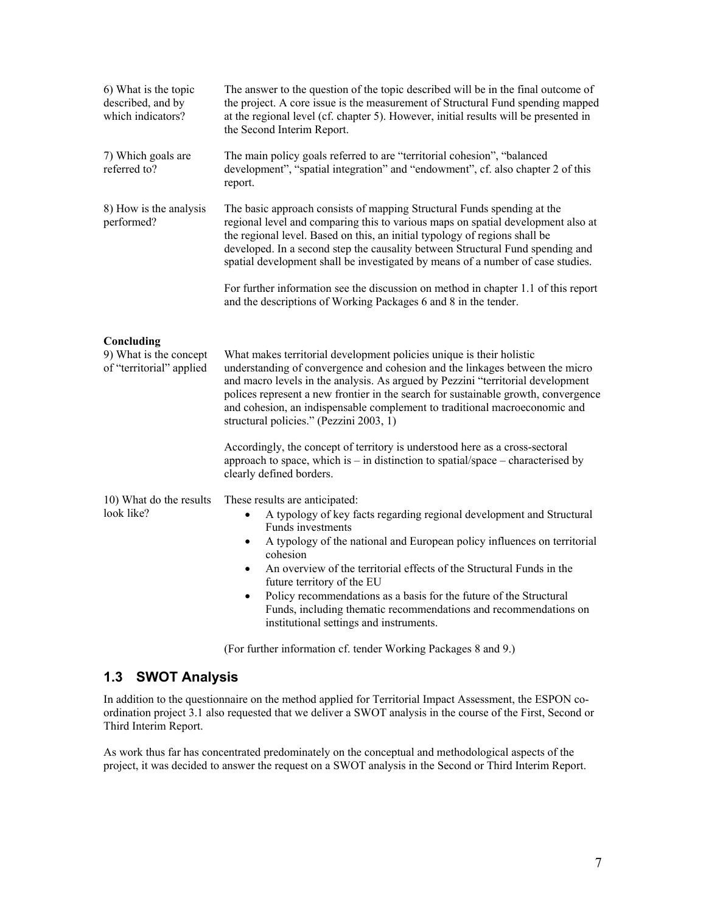| | |
|---|---|
| 6) What is the topic described, and by which indicators? | The answer to the question of the topic described will be in the final outcome of the project. A core issue is the measurement of Structural Fund spending mapped at the regional level (cf. chapter 5). However, initial results will be presented in the Second Interim Report. |
| 7) Which goals are referred to? | The main policy goals referred to are "territorial cohesion", "balanced development", "spatial integration" and "endowment", cf. also chapter 2 of this report. |
| 8) How is the analysis performed? | The basic approach consists of mapping Structural Funds spending at the regional level and comparing this to various maps on spatial development also at the regional level. Based on this, an initial typology of regions shall be developed. In a second step the causality between Structural Fund spending and spatial development shall be investigated by means of a number of case studies.<br><br>For further information see the discussion on method in chapter 1.1 of this report and the descriptions of Working Packages 6 and 8 in the tender. |
| **Concluding** | |
| 9) What is the concept of "territorial" applied | What makes territorial development policies unique is their holistic understanding of convergence and cohesion and the linkages between the micro and macro levels in the analysis. As argued by Pezzini "territorial development polices represent a new frontier in the search for sustainable growth, convergence and cohesion, an indispensable complement to traditional macroeconomic and structural policies." (Pezzini 2003, 1)<br><br>Accordingly, the concept of territory is understood here as a cross-sectoral approach to space, which is – in distinction to spatial/space – characterised by clearly defined borders. |
| 10) What do the results look like? | These results are anticipated:<br>• A typology of key facts regarding regional development and Structural Funds investments<br>• A typology of the national and European policy influences on territorial cohesion<br>• An overview of the territorial effects of the Structural Funds in the future territory of the EU<br>• Policy recommendations as a basis for the future of the Structural Funds, including thematic recommendations and recommendations on institutional settings and instruments.<br><br>(For further information cf. tender Working Packages 8 and 9.) |

## 1.3 SWOT Analysis

In addition to the questionnaire on the method applied for Territorial Impact Assessment, the ESPON co-ordination project 3.1 also requested that we deliver a SWOT analysis in the course of the First, Second or Third Interim Report.

As work thus far has concentrated predominately on the conceptual and methodological aspects of the project, it was decided to answer the request on a SWOT analysis in the Second or Third Interim Report.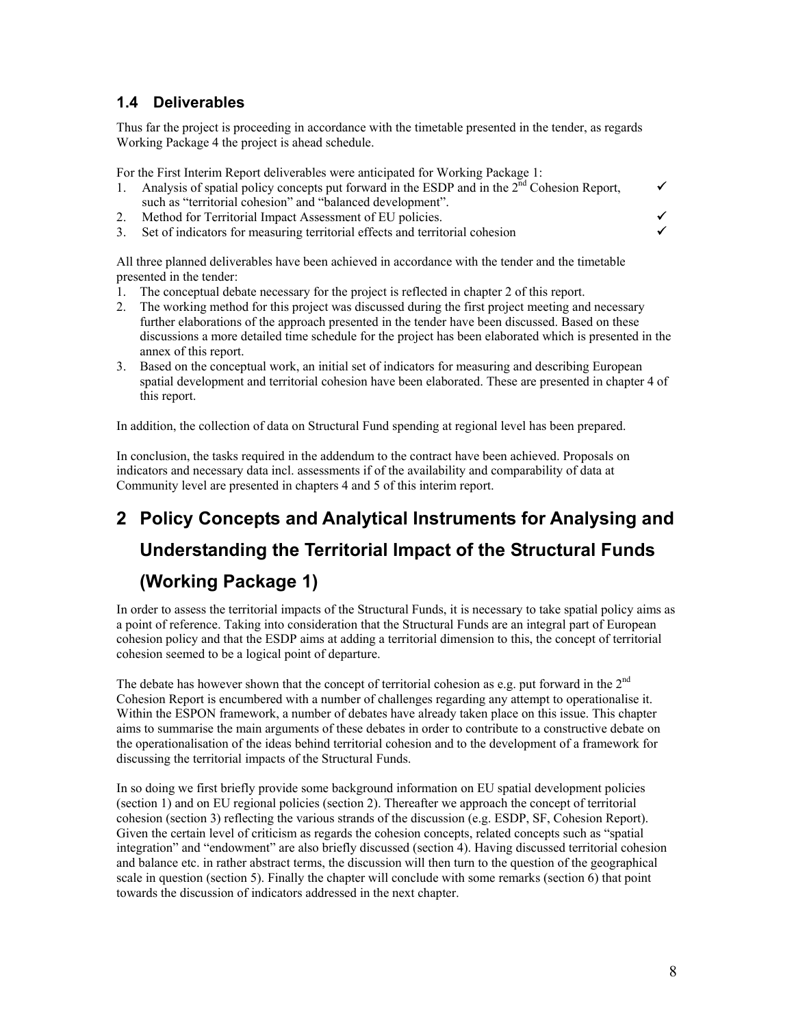### 1.4 Deliverables

Thus far the project is proceeding in accordance with the timetable presented in the tender, as regards Working Package 4 the project is ahead schedule.

For the First Interim Report deliverables were anticipated for Working Package 1:

1. Analysis of spatial policy concepts put forward in the ESDP and in the 2nd Cohesion Report, such as "territorial cohesion" and "balanced development". ✓
2. Method for Territorial Impact Assessment of EU policies. ✓
3. Set of indicators for measuring territorial effects and territorial cohesion ✓

All three planned deliverables have been achieved in accordance with the tender and the timetable presented in the tender:

1. The conceptual debate necessary for the project is reflected in chapter 2 of this report.
2. The working method for this project was discussed during the first project meeting and necessary further elaborations of the approach presented in the tender have been discussed. Based on these discussions a more detailed time schedule for the project has been elaborated which is presented in the annex of this report.
3. Based on the conceptual work, an initial set of indicators for measuring and describing European spatial development and territorial cohesion have been elaborated. These are presented in chapter 4 of this report.

In addition, the collection of data on Structural Fund spending at regional level has been prepared.

In conclusion, the tasks required in the addendum to the contract have been achieved. Proposals on indicators and necessary data incl. assessments if of the availability and comparability of data at Community level are presented in chapters 4 and 5 of this interim report.

# 2 Policy Concepts and Analytical Instruments for Analysing and Understanding the Territorial Impact of the Structural Funds (Working Package 1)

In order to assess the territorial impacts of the Structural Funds, it is necessary to take spatial policy aims as a point of reference. Taking into consideration that the Structural Funds are an integral part of European cohesion policy and that the ESDP aims at adding a territorial dimension to this, the concept of territorial cohesion seemed to be a logical point of departure.

The debate has however shown that the concept of territorial cohesion as e.g. put forward in the 2nd Cohesion Report is encumbered with a number of challenges regarding any attempt to operationalise it. Within the ESPON framework, a number of debates have already taken place on this issue. This chapter aims to summarise the main arguments of these debates in order to contribute to a constructive debate on the operationalisation of the ideas behind territorial cohesion and to the development of a framework for discussing the territorial impacts of the Structural Funds.

In so doing we first briefly provide some background information on EU spatial development policies (section 1) and on EU regional policies (section 2). Thereafter we approach the concept of territorial cohesion (section 3) reflecting the various strands of the discussion (e.g. ESDP, SF, Cohesion Report). Given the certain level of criticism as regards the cohesion concepts, related concepts such as "spatial integration" and "endowment" are also briefly discussed (section 4). Having discussed territorial cohesion and balance etc. in rather abstract terms, the discussion will then turn to the question of the geographical scale in question (section 5). Finally the chapter will conclude with some remarks (section 6) that point towards the discussion of indicators addressed in the next chapter.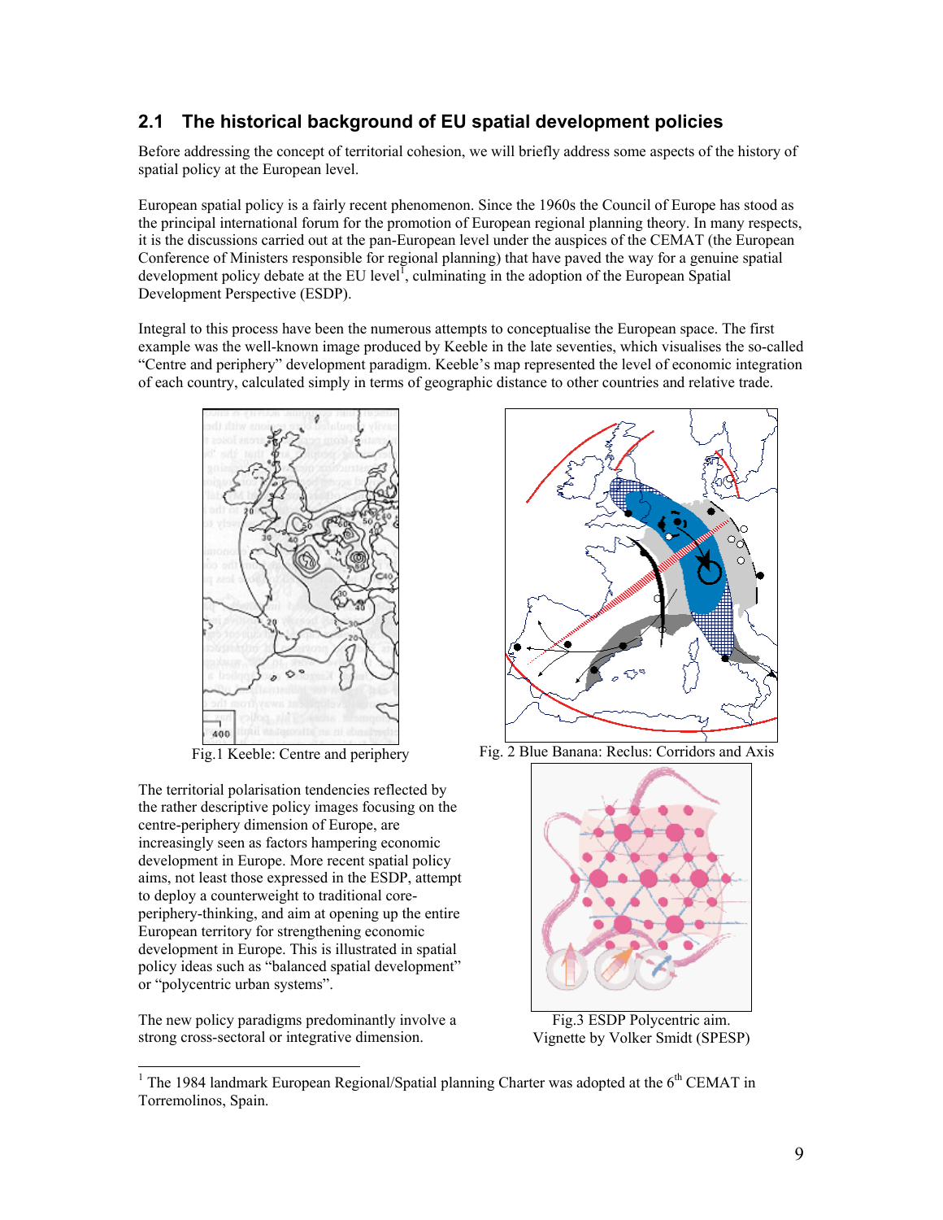## 2.1 The historical background of EU spatial development policies

Before addressing the concept of territorial cohesion, we will briefly address some aspects of the history of spatial policy at the European level.

European spatial policy is a fairly recent phenomenon. Since the 1960s the Council of Europe has stood as the principal international forum for the promotion of European regional planning theory. In many respects, it is the discussions carried out at the pan-European level under the auspices of the CEMAT (the European Conference of Ministers responsible for regional planning) that have paved the way for a genuine spatial development policy debate at the EU level[1], culminating in the adoption of the European Spatial Development Perspective (ESDP).

Integral to this process have been the numerous attempts to conceptualise the European space. The first example was the well-known image produced by Keeble in the late seventies, which visualises the so-called "Centre and periphery" development paradigm. Keeble's map represented the level of economic integration of each country, calculated simply in terms of geographic distance to other countries and relative trade.

Fig.1 Keeble: Centre and periphery

Fig. 2 Blue Banana: Reclus: Corridors and Axis

The territorial polarisation tendencies reflected by the rather descriptive policy images focusing on the centre-periphery dimension of Europe, are increasingly seen as factors hampering economic development in Europe. More recent spatial policy aims, not least those expressed in the ESDP, attempt to deploy a counterweight to traditional core-periphery-thinking, and aim at opening up the entire European territory for strengthening economic development in Europe. This is illustrated in spatial policy ideas such as "balanced spatial development" or "polycentric urban systems".

The new policy paradigms predominantly involve a strong cross-sectoral or integrative dimension.

Fig.3 ESDP Polycentric aim.
Vignette by Volker Smidt (SPESP)

[1] The 1984 landmark European Regional/Spatial planning Charter was adopted at the 6th CEMAT in Torremolinos, Spain.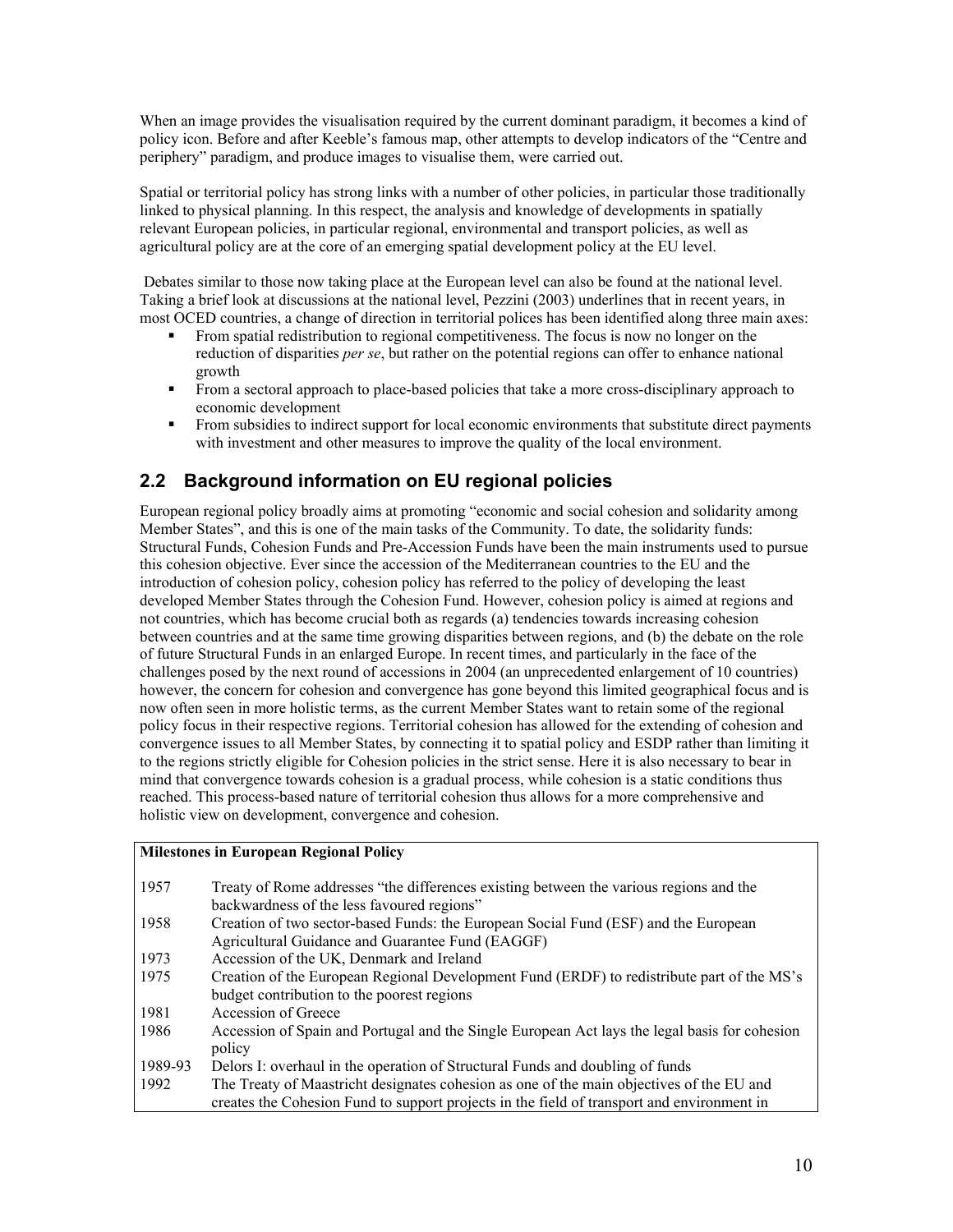When an image provides the visualisation required by the current dominant paradigm, it becomes a kind of policy icon. Before and after Keeble's famous map, other attempts to develop indicators of the "Centre and periphery" paradigm, and produce images to visualise them, were carried out.

Spatial or territorial policy has strong links with a number of other policies, in particular those traditionally linked to physical planning. In this respect, the analysis and knowledge of developments in spatially relevant European policies, in particular regional, environmental and transport policies, as well as agricultural policy are at the core of an emerging spatial development policy at the EU level.

Debates similar to those now taking place at the European level can also be found at the national level. Taking a brief look at discussions at the national level, Pezzini (2003) underlines that in recent years, in most OCED countries, a change of direction in territorial polices has been identified along three main axes:

- From spatial redistribution to regional competitiveness. The focus is now no longer on the reduction of disparities *per se*, but rather on the potential regions can offer to enhance national growth
- From a sectoral approach to place-based policies that take a more cross-disciplinary approach to economic development
- From subsidies to indirect support for local economic environments that substitute direct payments with investment and other measures to improve the quality of the local environment.

## 2.2 Background information on EU regional policies

European regional policy broadly aims at promoting "economic and social cohesion and solidarity among Member States", and this is one of the main tasks of the Community. To date, the solidarity funds: Structural Funds, Cohesion Funds and Pre-Accession Funds have been the main instruments used to pursue this cohesion objective. Ever since the accession of the Mediterranean countries to the EU and the introduction of cohesion policy, cohesion policy has referred to the policy of developing the least developed Member States through the Cohesion Fund. However, cohesion policy is aimed at regions and not countries, which has become crucial both as regards (a) tendencies towards increasing cohesion between countries and at the same time growing disparities between regions, and (b) the debate on the role of future Structural Funds in an enlarged Europe. In recent times, and particularly in the face of the challenges posed by the next round of accessions in 2004 (an unprecedented enlargement of 10 countries) however, the concern for cohesion and convergence has gone beyond this limited geographical focus and is now often seen in more holistic terms, as the current Member States want to retain some of the regional policy focus in their respective regions. Territorial cohesion has allowed for the extending of cohesion and convergence issues to all Member States, by connecting it to spatial policy and ESDP rather than limiting it to the regions strictly eligible for Cohesion policies in the strict sense. Here it is also necessary to bear in mind that convergence towards cohesion is a gradual process, while cohesion is a static conditions thus reached. This process-based nature of territorial cohesion thus allows for a more comprehensive and holistic view on development, convergence and cohesion.

| **Milestones in European Regional Policy** | |
|---|---|
| 1957 | Treaty of Rome addresses "the differences existing between the various regions and the backwardness of the less favoured regions" |
| 1958 | Creation of two sector-based Funds: the European Social Fund (ESF) and the European Agricultural Guidance and Guarantee Fund (EAGGF) |
| 1973 | Accession of the UK, Denmark and Ireland |
| 1975 | Creation of the European Regional Development Fund (ERDF) to redistribute part of the MS's budget contribution to the poorest regions |
| 1981 | Accession of Greece |
| 1986 | Accession of Spain and Portugal and the Single European Act lays the legal basis for cohesion policy |
| 1989-93 | Delors I: overhaul in the operation of Structural Funds and doubling of funds |
| 1992 | The Treaty of Maastricht designates cohesion as one of the main objectives of the EU and creates the Cohesion Fund to support projects in the field of transport and environment in |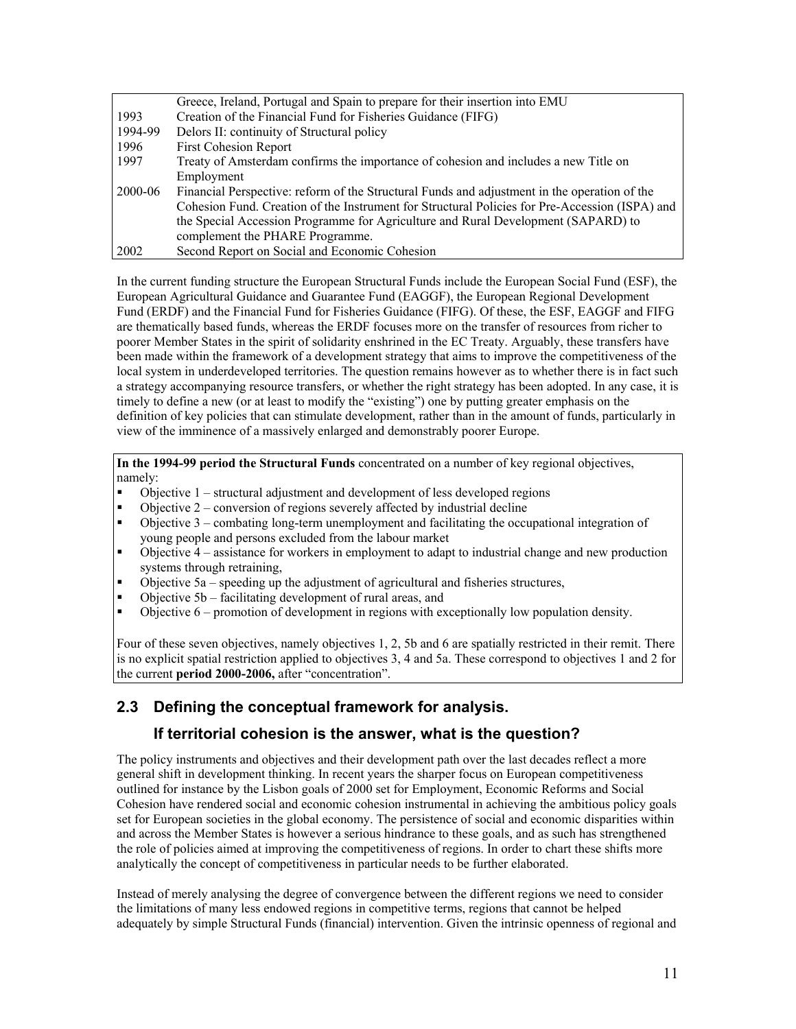| | |
|---|---|
| | Greece, Ireland, Portugal and Spain to prepare for their insertion into EMU |
| 1993 | Creation of the Financial Fund for Fisheries Guidance (FIFG) |
| 1994-99 | Delors II: continuity of Structural policy |
| 1996 | First Cohesion Report |
| 1997 | Treaty of Amsterdam confirms the importance of cohesion and includes a new Title on Employment |
| 2000-06 | Financial Perspective: reform of the Structural Funds and adjustment in the operation of the Cohesion Fund. Creation of the Instrument for Structural Policies for Pre-Accession (ISPA) and the Special Accession Programme for Agriculture and Rural Development (SAPARD) to complement the PHARE Programme. |
| 2002 | Second Report on Social and Economic Cohesion |

In the current funding structure the European Structural Funds include the European Social Fund (ESF), the European Agricultural Guidance and Guarantee Fund (EAGGF), the European Regional Development Fund (ERDF) and the Financial Fund for Fisheries Guidance (FIFG). Of these, the ESF, EAGGF and FIFG are thematically based funds, whereas the ERDF focuses more on the transfer of resources from richer to poorer Member States in the spirit of solidarity enshrined in the EC Treaty. Arguably, these transfers have been made within the framework of a development strategy that aims to improve the competitiveness of the local system in underdeveloped territories. The question remains however as to whether there is in fact such a strategy accompanying resource transfers, or whether the right strategy has been adopted. In any case, it is timely to define a new (or at least to modify the "existing") one by putting greater emphasis on the definition of key policies that can stimulate development, rather than in the amount of funds, particularly in view of the imminence of a massively enlarged and demonstrably poorer Europe.

**In the 1994-99 period the Structural Funds** concentrated on a number of key regional objectives, namely:

- Objective 1 – structural adjustment and development of less developed regions
- Objective 2 – conversion of regions severely affected by industrial decline
- Objective 3 – combating long-term unemployment and facilitating the occupational integration of young people and persons excluded from the labour market
- Objective 4 – assistance for workers in employment to adapt to industrial change and new production systems through retraining,
- Objective 5a – speeding up the adjustment of agricultural and fisheries structures,
- Objective 5b – facilitating development of rural areas, and
- Objective 6 – promotion of development in regions with exceptionally low population density.

Four of these seven objectives, namely objectives 1, 2, 5b and 6 are spatially restricted in their remit. There is no explicit spatial restriction applied to objectives 3, 4 and 5a. These correspond to objectives 1 and 2 for the current **period 2000-2006,** after "concentration".

## 2.3 Defining the conceptual framework for analysis. If territorial cohesion is the answer, what is the question?

The policy instruments and objectives and their development path over the last decades reflect a more general shift in development thinking. In recent years the sharper focus on European competitiveness outlined for instance by the Lisbon goals of 2000 set for Employment, Economic Reforms and Social Cohesion have rendered social and economic cohesion instrumental in achieving the ambitious policy goals set for European societies in the global economy. The persistence of social and economic disparities within and across the Member States is however a serious hindrance to these goals, and as such has strengthened the role of policies aimed at improving the competitiveness of regions. In order to chart these shifts more analytically the concept of competitiveness in particular needs to be further elaborated.

Instead of merely analysing the degree of convergence between the different regions we need to consider the limitations of many less endowed regions in competitive terms, regions that cannot be helped adequately by simple Structural Funds (financial) intervention. Given the intrinsic openness of regional and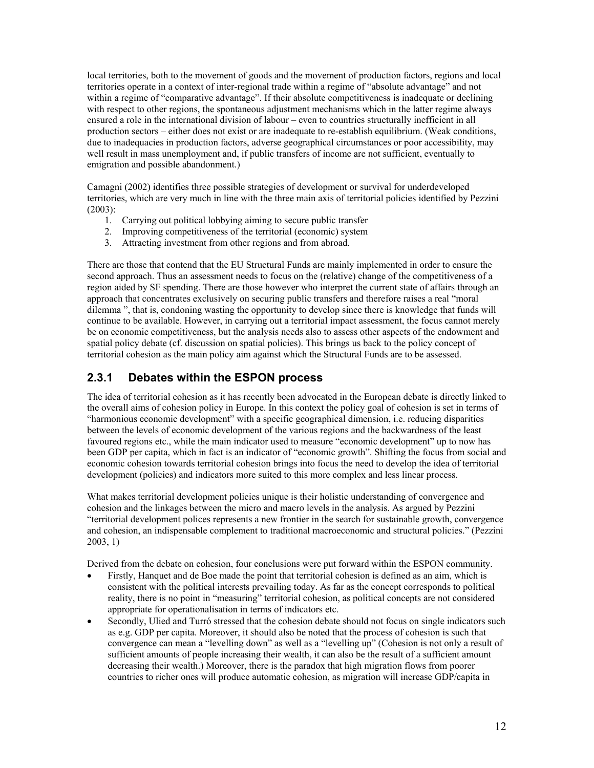local territories, both to the movement of goods and the movement of production factors, regions and local territories operate in a context of inter-regional trade within a regime of "absolute advantage" and not within a regime of "comparative advantage". If their absolute competitiveness is inadequate or declining with respect to other regions, the spontaneous adjustment mechanisms which in the latter regime always ensured a role in the international division of labour – even to countries structurally inefficient in all production sectors – either does not exist or are inadequate to re-establish equilibrium. (Weak conditions, due to inadequacies in production factors, adverse geographical circumstances or poor accessibility, may well result in mass unemployment and, if public transfers of income are not sufficient, eventually to emigration and possible abandonment.)

Camagni (2002) identifies three possible strategies of development or survival for underdeveloped territories, which are very much in line with the three main axis of territorial policies identified by Pezzini (2003):

1. Carrying out political lobbying aiming to secure public transfer
2. Improving competitiveness of the territorial (economic) system
3. Attracting investment from other regions and from abroad.

There are those that contend that the EU Structural Funds are mainly implemented in order to ensure the second approach. Thus an assessment needs to focus on the (relative) change of the competitiveness of a region aided by SF spending. There are those however who interpret the current state of affairs through an approach that concentrates exclusively on securing public transfers and therefore raises a real "moral dilemma ", that is, condoning wasting the opportunity to develop since there is knowledge that funds will continue to be available. However, in carrying out a territorial impact assessment, the focus cannot merely be on economic competitiveness, but the analysis needs also to assess other aspects of the endowment and spatial policy debate (cf. discussion on spatial policies). This brings us back to the policy concept of territorial cohesion as the main policy aim against which the Structural Funds are to be assessed.

### 2.3.1 Debates within the ESPON process

The idea of territorial cohesion as it has recently been advocated in the European debate is directly linked to the overall aims of cohesion policy in Europe. In this context the policy goal of cohesion is set in terms of "harmonious economic development" with a specific geographical dimension, i.e. reducing disparities between the levels of economic development of the various regions and the backwardness of the least favoured regions etc., while the main indicator used to measure "economic development" up to now has been GDP per capita, which in fact is an indicator of "economic growth". Shifting the focus from social and economic cohesion towards territorial cohesion brings into focus the need to develop the idea of territorial development (policies) and indicators more suited to this more complex and less linear process.

What makes territorial development policies unique is their holistic understanding of convergence and cohesion and the linkages between the micro and macro levels in the analysis. As argued by Pezzini "territorial development polices represents a new frontier in the search for sustainable growth, convergence and cohesion, an indispensable complement to traditional macroeconomic and structural policies." (Pezzini 2003, 1)

Derived from the debate on cohesion, four conclusions were put forward within the ESPON community.

- Firstly, Hanquet and de Boe made the point that territorial cohesion is defined as an aim, which is consistent with the political interests prevailing today. As far as the concept corresponds to political reality, there is no point in "measuring" territorial cohesion, as political concepts are not considered appropriate for operationalisation in terms of indicators etc.
- Secondly, Ulied and Turró stressed that the cohesion debate should not focus on single indicators such as e.g. GDP per capita. Moreover, it should also be noted that the process of cohesion is such that convergence can mean a "levelling down" as well as a "levelling up" (Cohesion is not only a result of sufficient amounts of people increasing their wealth, it can also be the result of a sufficient amount decreasing their wealth.) Moreover, there is the paradox that high migration flows from poorer countries to richer ones will produce automatic cohesion, as migration will increase GDP/capita in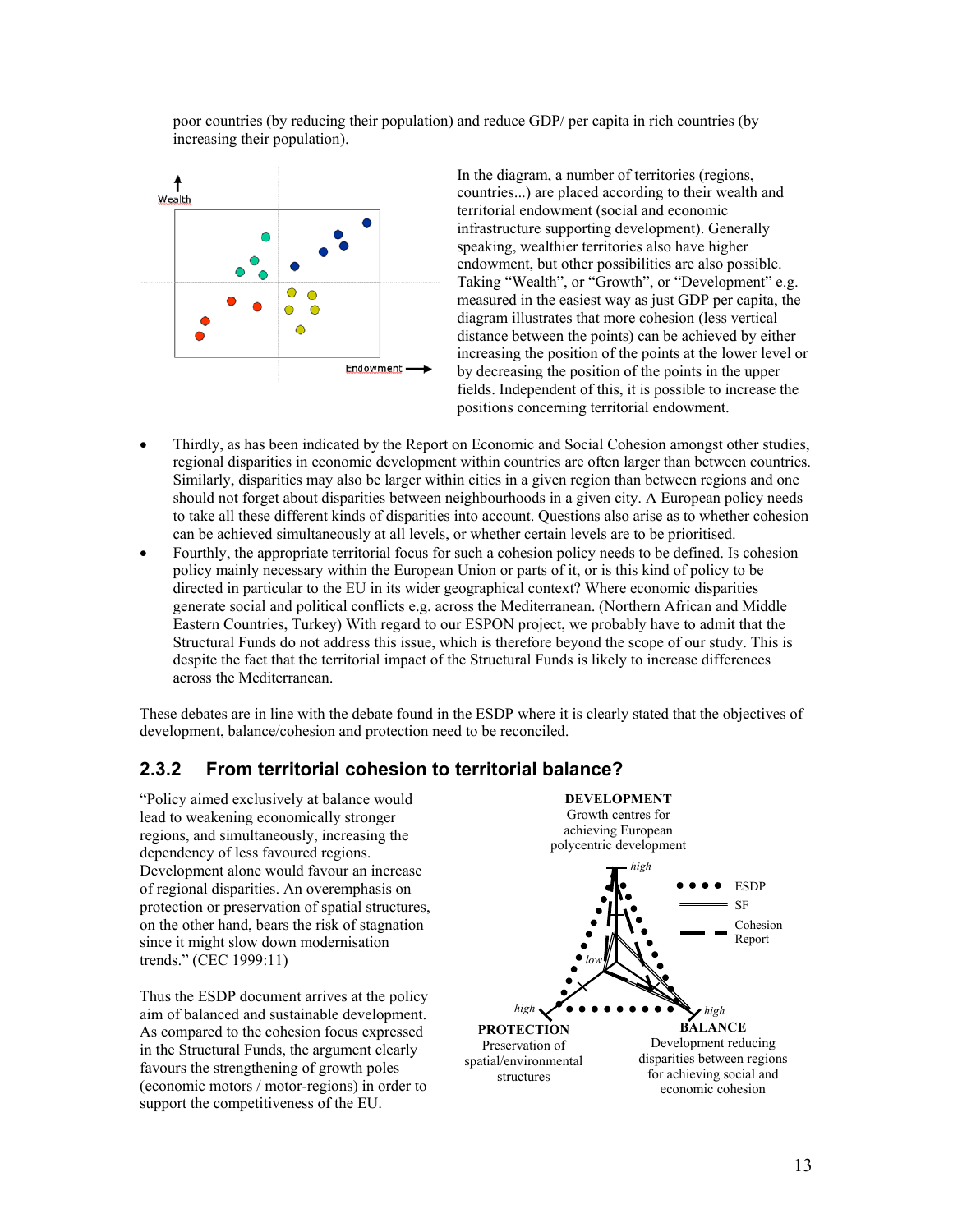poor countries (by reducing their population) and reduce GDP/ per capita in rich countries (by increasing their population).

In the diagram, a number of territories (regions, countries...) are placed according to their wealth and territorial endowment (social and economic infrastructure supporting development). Generally speaking, wealthier territories also have higher endowment, but other possibilities are also possible. Taking "Wealth", or "Growth", or "Development" e.g. measured in the easiest way as just GDP per capita, the diagram illustrates that more cohesion (less vertical distance between the points) can be achieved by either increasing the position of the points at the lower level or by decreasing the position of the points in the upper fields. Independent of this, it is possible to increase the positions concerning territorial endowment.

- Thirdly, as has been indicated by the Report on Economic and Social Cohesion amongst other studies, regional disparities in economic development within countries are often larger than between countries. Similarly, disparities may also be larger within cities in a given region than between regions and one should not forget about disparities between neighbourhoods in a given city. A European policy needs to take all these different kinds of disparities into account. Questions also arise as to whether cohesion can be achieved simultaneously at all levels, or whether certain levels are to be prioritised.
- Fourthly, the appropriate territorial focus for such a cohesion policy needs to be defined. Is cohesion policy mainly necessary within the European Union or parts of it, or is this kind of policy to be directed in particular to the EU in its wider geographical context? Where economic disparities generate social and political conflicts e.g. across the Mediterranean. (Northern African and Middle Eastern Countries, Turkey) With regard to our ESPON project, we probably have to admit that the Structural Funds do not address this issue, which is therefore beyond the scope of our study. This is despite the fact that the territorial impact of the Structural Funds is likely to increase differences across the Mediterranean.

These debates are in line with the debate found in the ESDP where it is clearly stated that the objectives of development, balance/cohesion and protection need to be reconciled.

### 2.3.2 From territorial cohesion to territorial balance?

"Policy aimed exclusively at balance would lead to weakening economically stronger regions, and simultaneously, increasing the dependency of less favoured regions. Development alone would favour an increase of regional disparities. An overemphasis on protection or preservation of spatial structures, on the other hand, bears the risk of stagnation since it might slow down modernisation trends." (CEC 1999:11)

Thus the ESDP document arrives at the policy aim of balanced and sustainable development. As compared to the cohesion focus expressed in the Structural Funds, the argument clearly favours the strengthening of growth poles (economic motors / motor-regions) in order to support the competitiveness of the EU.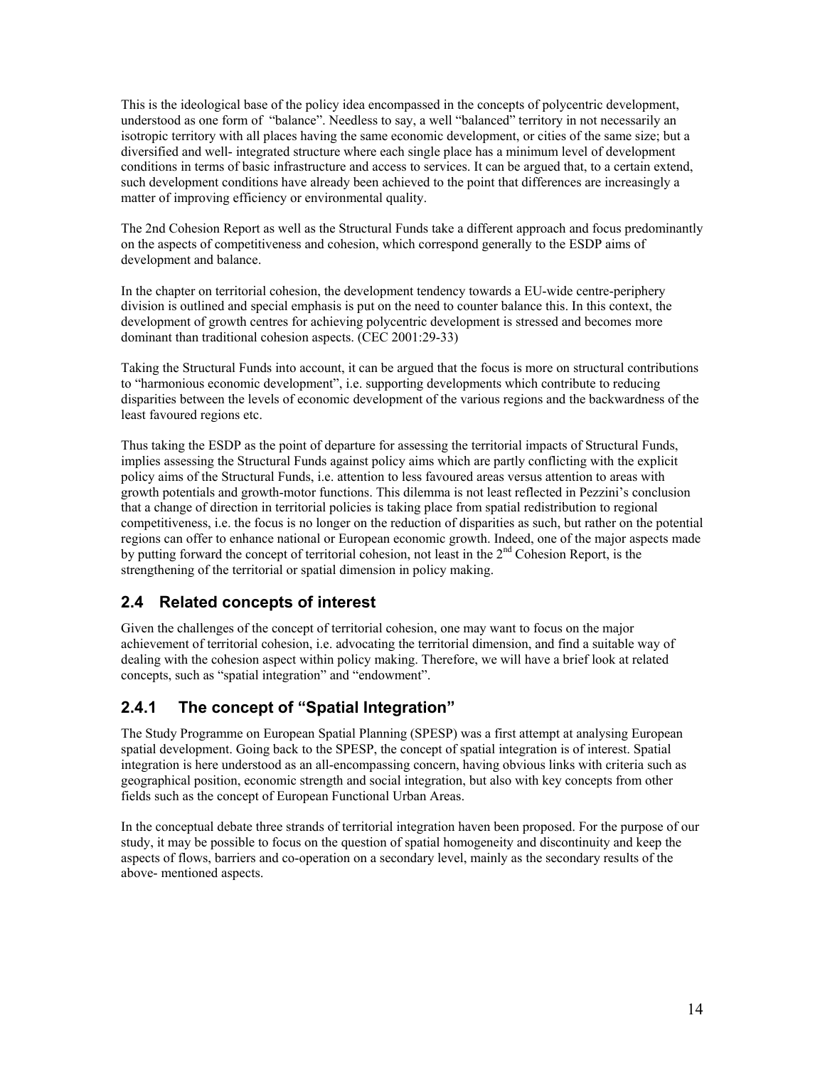This is the ideological base of the policy idea encompassed in the concepts of polycentric development, understood as one form of "balance". Needless to say, a well "balanced" territory in not necessarily an isotropic territory with all places having the same economic development, or cities of the same size; but a diversified and well- integrated structure where each single place has a minimum level of development conditions in terms of basic infrastructure and access to services. It can be argued that, to a certain extend, such development conditions have already been achieved to the point that differences are increasingly a matter of improving efficiency or environmental quality.

The 2nd Cohesion Report as well as the Structural Funds take a different approach and focus predominantly on the aspects of competitiveness and cohesion, which correspond generally to the ESDP aims of development and balance.

In the chapter on territorial cohesion, the development tendency towards a EU-wide centre-periphery division is outlined and special emphasis is put on the need to counter balance this. In this context, the development of growth centres for achieving polycentric development is stressed and becomes more dominant than traditional cohesion aspects. (CEC 2001:29-33)

Taking the Structural Funds into account, it can be argued that the focus is more on structural contributions to "harmonious economic development", i.e. supporting developments which contribute to reducing disparities between the levels of economic development of the various regions and the backwardness of the least favoured regions etc.

Thus taking the ESDP as the point of departure for assessing the territorial impacts of Structural Funds, implies assessing the Structural Funds against policy aims which are partly conflicting with the explicit policy aims of the Structural Funds, i.e. attention to less favoured areas versus attention to areas with growth potentials and growth-motor functions. This dilemma is not least reflected in Pezzini's conclusion that a change of direction in territorial policies is taking place from spatial redistribution to regional competitiveness, i.e. the focus is no longer on the reduction of disparities as such, but rather on the potential regions can offer to enhance national or European economic growth. Indeed, one of the major aspects made by putting forward the concept of territorial cohesion, not least in the 2nd Cohesion Report, is the strengthening of the territorial or spatial dimension in policy making.

## 2.4 Related concepts of interest

Given the challenges of the concept of territorial cohesion, one may want to focus on the major achievement of territorial cohesion, i.e. advocating the territorial dimension, and find a suitable way of dealing with the cohesion aspect within policy making. Therefore, we will have a brief look at related concepts, such as "spatial integration" and "endowment".

### 2.4.1 The concept of "Spatial Integration"

The Study Programme on European Spatial Planning (SPESP) was a first attempt at analysing European spatial development. Going back to the SPESP, the concept of spatial integration is of interest. Spatial integration is here understood as an all-encompassing concern, having obvious links with criteria such as geographical position, economic strength and social integration, but also with key concepts from other fields such as the concept of European Functional Urban Areas.

In the conceptual debate three strands of territorial integration haven been proposed. For the purpose of our study, it may be possible to focus on the question of spatial homogeneity and discontinuity and keep the aspects of flows, barriers and co-operation on a secondary level, mainly as the secondary results of the above- mentioned aspects.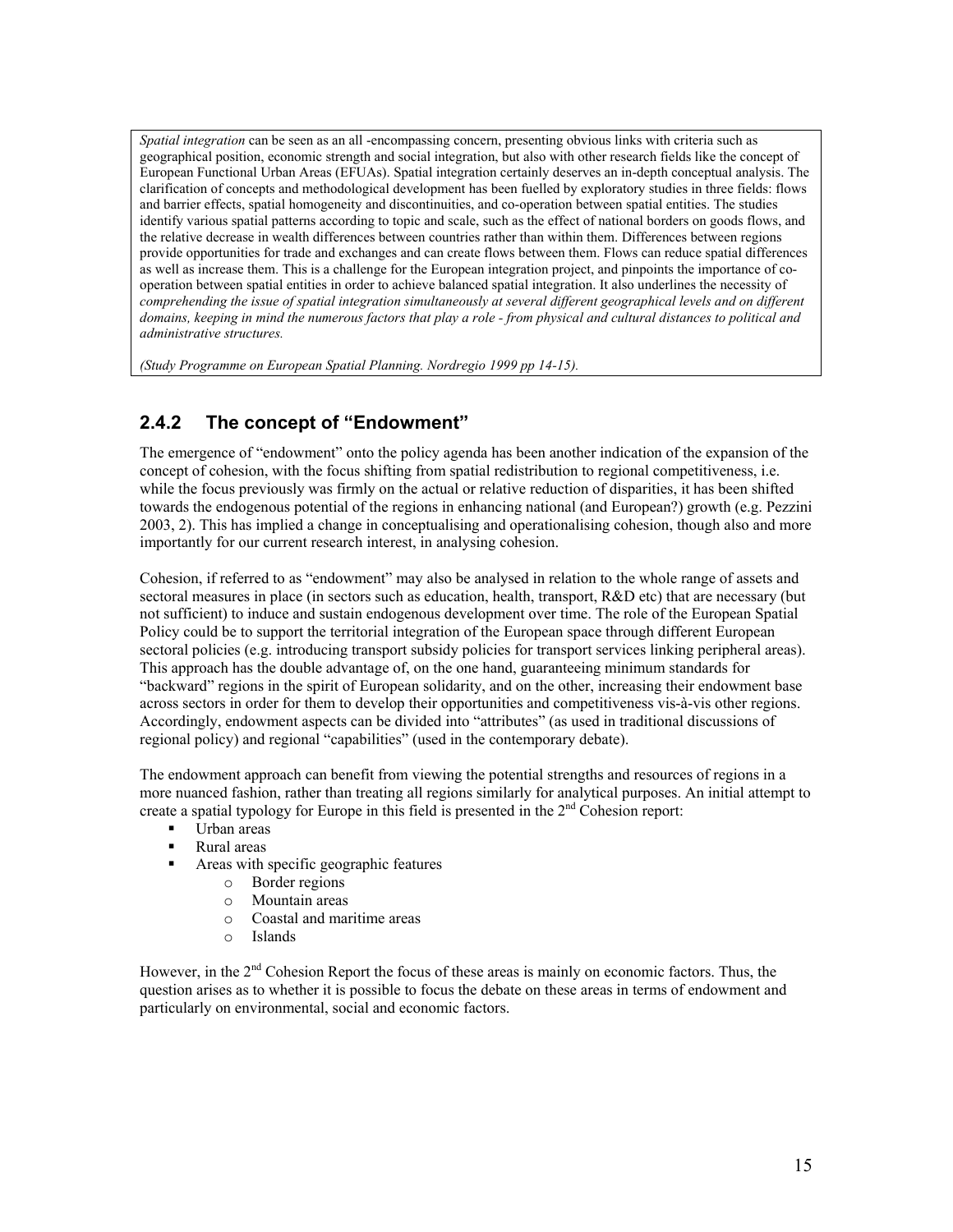*Spatial integration* can be seen as an all -encompassing concern, presenting obvious links with criteria such as geographical position, economic strength and social integration, but also with other research fields like the concept of European Functional Urban Areas (EFUAs). Spatial integration certainly deserves an in-depth conceptual analysis. The clarification of concepts and methodological development has been fuelled by exploratory studies in three fields: flows and barrier effects, spatial homogeneity and discontinuities, and co-operation between spatial entities. The studies identify various spatial patterns according to topic and scale, such as the effect of national borders on goods flows, and the relative decrease in wealth differences between countries rather than within them. Differences between regions provide opportunities for trade and exchanges and can create flows between them. Flows can reduce spatial differences as well as increase them. This is a challenge for the European integration project, and pinpoints the importance of co-operation between spatial entities in order to achieve balanced spatial integration. It also underlines the necessity of *comprehending the issue of spatial integration simultaneously at several different geographical levels and on different domains, keeping in mind the numerous factors that play a role - from physical and cultural distances to political and administrative structures.*

*(Study Programme on European Spatial Planning. Nordregio 1999 pp 14-15).*

### 2.4.2 The concept of "Endowment"

The emergence of "endowment" onto the policy agenda has been another indication of the expansion of the concept of cohesion, with the focus shifting from spatial redistribution to regional competitiveness, i.e. while the focus previously was firmly on the actual or relative reduction of disparities, it has been shifted towards the endogenous potential of the regions in enhancing national (and European?) growth (e.g. Pezzini 2003, 2). This has implied a change in conceptualising and operationalising cohesion, though also and more importantly for our current research interest, in analysing cohesion.

Cohesion, if referred to as "endowment" may also be analysed in relation to the whole range of assets and sectoral measures in place (in sectors such as education, health, transport, R&D etc) that are necessary (but not sufficient) to induce and sustain endogenous development over time. The role of the European Spatial Policy could be to support the territorial integration of the European space through different European sectoral policies (e.g. introducing transport subsidy policies for transport services linking peripheral areas). This approach has the double advantage of, on the one hand, guaranteeing minimum standards for "backward" regions in the spirit of European solidarity, and on the other, increasing their endowment base across sectors in order for them to develop their opportunities and competitiveness vis-à-vis other regions. Accordingly, endowment aspects can be divided into "attributes" (as used in traditional discussions of regional policy) and regional "capabilities" (used in the contemporary debate).

The endowment approach can benefit from viewing the potential strengths and resources of regions in a more nuanced fashion, rather than treating all regions similarly for analytical purposes. An initial attempt to create a spatial typology for Europe in this field is presented in the 2nd Cohesion report:

- Urban areas
- Rural areas
- Areas with specific geographic features
    - Border regions
    - Mountain areas
    - Coastal and maritime areas
    - Islands

However, in the 2nd Cohesion Report the focus of these areas is mainly on economic factors. Thus, the question arises as to whether it is possible to focus the debate on these areas in terms of endowment and particularly on environmental, social and economic factors.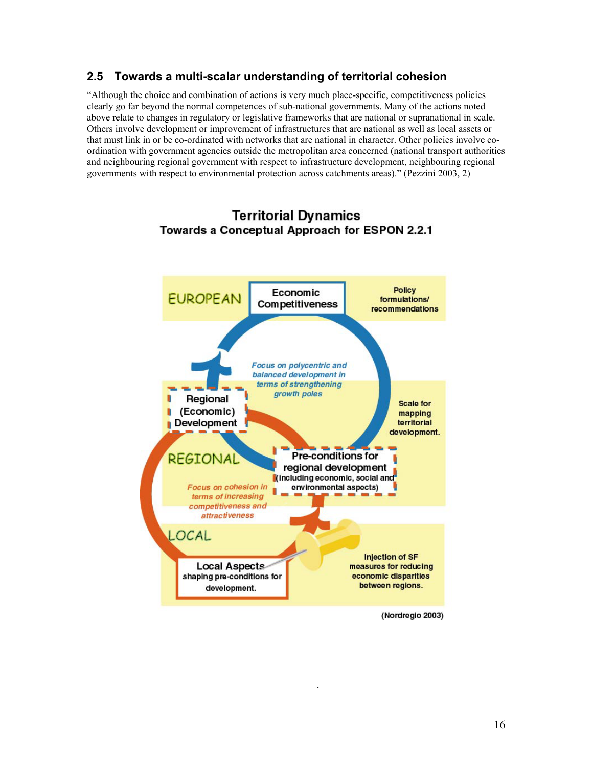## 2.5 Towards a multi-scalar understanding of territorial cohesion

"Although the choice and combination of actions is very much place-specific, competitiveness policies clearly go far beyond the normal competences of sub-national governments. Many of the actions noted above relate to changes in regulatory or legislative frameworks that are national or supranational in scale. Others involve development or improvement of infrastructures that are national as well as local assets or that must link in or be co-ordinated with networks that are national in character. Other policies involve co-ordination with government agencies outside the metropolitan area concerned (national transport authorities and neighbouring regional government with respect to infrastructure development, neighbouring regional governments with respect to environmental protection across catchments areas)." (Pezzini 2003, 2)

**Territorial Dynamics**
**Towards a Conceptual Approach for ESPON 2.2.1**

EUROPEAN — Economic Competitiveness — Policy formulations/ recommendations

*Focus on polycentric and balanced development in terms of strengthening growth poles*

Regional (Economic) Development

Scale for mapping territorial development.

REGIONAL — Pre-conditions for regional development (including economic, social and environmental aspects)

*Focus on cohesion in terms of increasing competitiveness and attractiveness*

LOCAL — Local Aspects shaping pre-conditions for development.

Injection of SF measures for reducing economic disparities between regions.

(Nordregio 2003)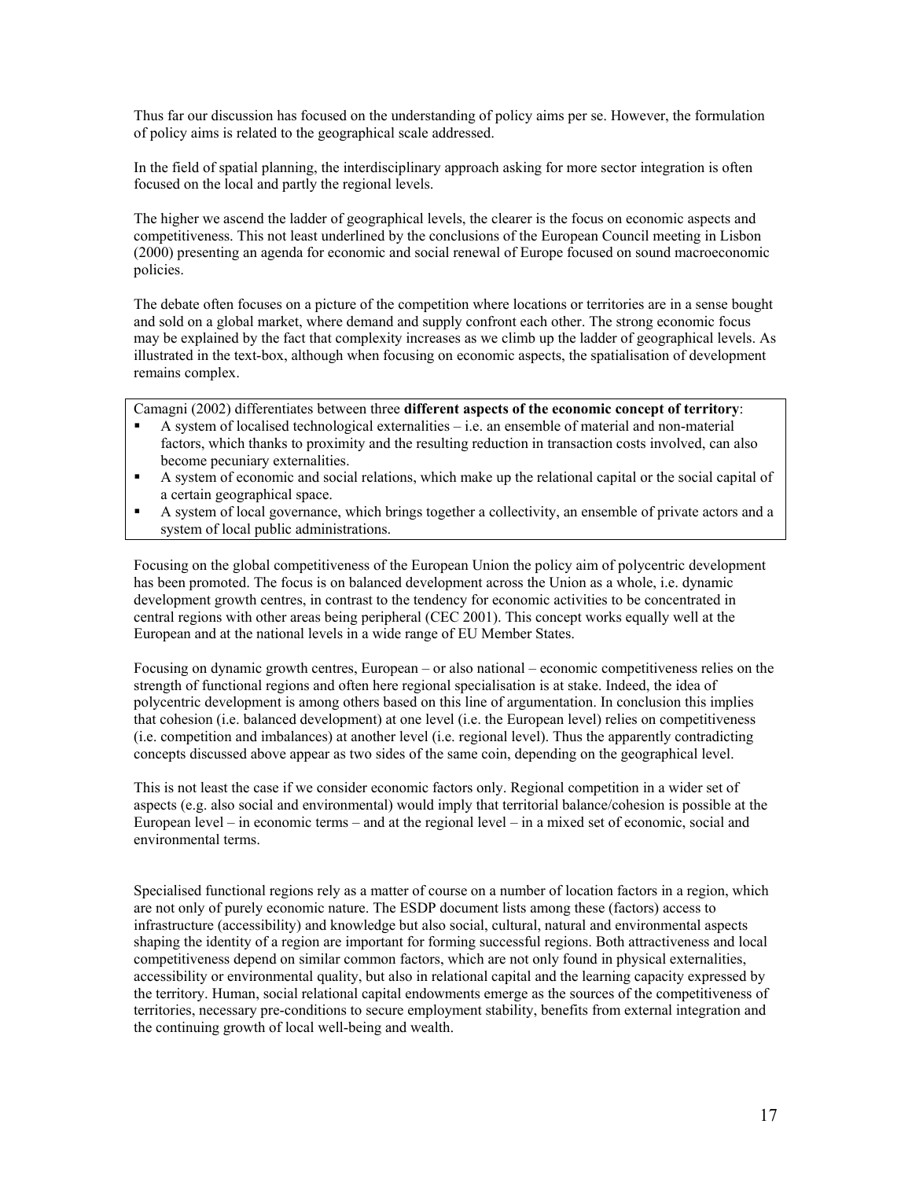Thus far our discussion has focused on the understanding of policy aims per se. However, the formulation of policy aims is related to the geographical scale addressed.

In the field of spatial planning, the interdisciplinary approach asking for more sector integration is often focused on the local and partly the regional levels.

The higher we ascend the ladder of geographical levels, the clearer is the focus on economic aspects and competitiveness. This not least underlined by the conclusions of the European Council meeting in Lisbon (2000) presenting an agenda for economic and social renewal of Europe focused on sound macroeconomic policies.

The debate often focuses on a picture of the competition where locations or territories are in a sense bought and sold on a global market, where demand and supply confront each other. The strong economic focus may be explained by the fact that complexity increases as we climb up the ladder of geographical levels. As illustrated in the text-box, although when focusing on economic aspects, the spatialisation of development remains complex.

> Camagni (2002) differentiates between three **different aspects of the economic concept of territory**:
>
> - A system of localised technological externalities – i.e. an ensemble of material and non-material factors, which thanks to proximity and the resulting reduction in transaction costs involved, can also become pecuniary externalities.
> - A system of economic and social relations, which make up the relational capital or the social capital of a certain geographical space.
> - A system of local governance, which brings together a collectivity, an ensemble of private actors and a system of local public administrations.

Focusing on the global competitiveness of the European Union the policy aim of polycentric development has been promoted. The focus is on balanced development across the Union as a whole, i.e. dynamic development growth centres, in contrast to the tendency for economic activities to be concentrated in central regions with other areas being peripheral (CEC 2001). This concept works equally well at the European and at the national levels in a wide range of EU Member States.

Focusing on dynamic growth centres, European – or also national – economic competitiveness relies on the strength of functional regions and often here regional specialisation is at stake. Indeed, the idea of polycentric development is among others based on this line of argumentation. In conclusion this implies that cohesion (i.e. balanced development) at one level (i.e. the European level) relies on competitiveness (i.e. competition and imbalances) at another level (i.e. regional level). Thus the apparently contradicting concepts discussed above appear as two sides of the same coin, depending on the geographical level.

This is not least the case if we consider economic factors only. Regional competition in a wider set of aspects (e.g. also social and environmental) would imply that territorial balance/cohesion is possible at the European level – in economic terms – and at the regional level – in a mixed set of economic, social and environmental terms.

Specialised functional regions rely as a matter of course on a number of location factors in a region, which are not only of purely economic nature. The ESDP document lists among these (factors) access to infrastructure (accessibility) and knowledge but also social, cultural, natural and environmental aspects shaping the identity of a region are important for forming successful regions. Both attractiveness and local competitiveness depend on similar common factors, which are not only found in physical externalities, accessibility or environmental quality, but also in relational capital and the learning capacity expressed by the territory. Human, social relational capital endowments emerge as the sources of the competitiveness of territories, necessary pre-conditions to secure employment stability, benefits from external integration and the continuing growth of local well-being and wealth.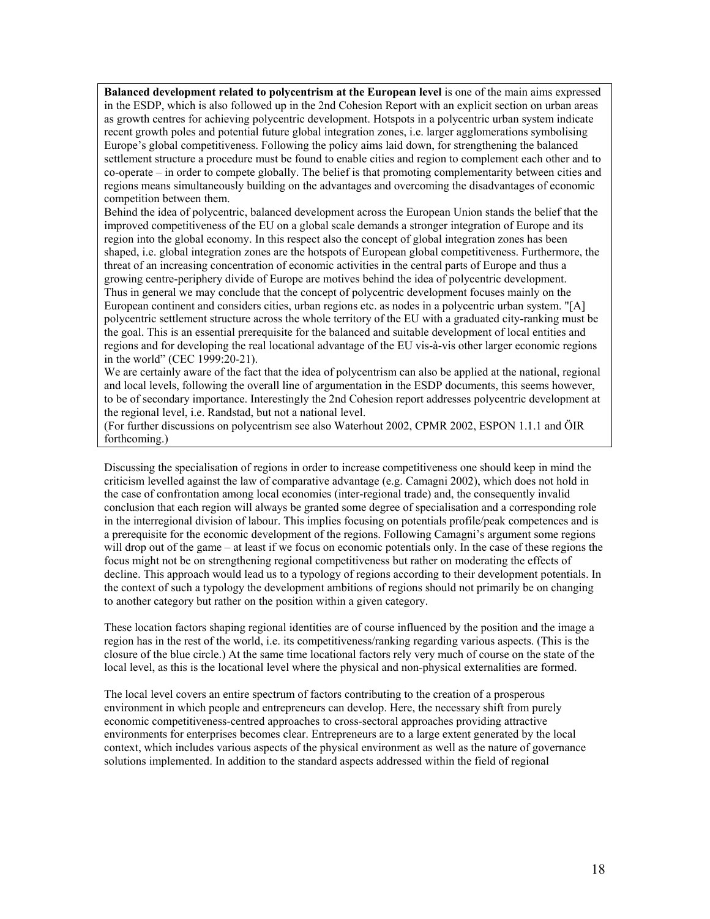**Balanced development related to polycentrism at the European level** is one of the main aims expressed in the ESDP, which is also followed up in the 2nd Cohesion Report with an explicit section on urban areas as growth centres for achieving polycentric development. Hotspots in a polycentric urban system indicate recent growth poles and potential future global integration zones, i.e. larger agglomerations symbolising Europe's global competitiveness. Following the policy aims laid down, for strengthening the balanced settlement structure a procedure must be found to enable cities and region to complement each other and to co-operate – in order to compete globally. The belief is that promoting complementarity between cities and regions means simultaneously building on the advantages and overcoming the disadvantages of economic competition between them.

Behind the idea of polycentric, balanced development across the European Union stands the belief that the improved competitiveness of the EU on a global scale demands a stronger integration of Europe and its region into the global economy. In this respect also the concept of global integration zones has been shaped, i.e. global integration zones are the hotspots of European global competitiveness. Furthermore, the threat of an increasing concentration of economic activities in the central parts of Europe and thus a growing centre-periphery divide of Europe are motives behind the idea of polycentric development.

Thus in general we may conclude that the concept of polycentric development focuses mainly on the European continent and considers cities, urban regions etc. as nodes in a polycentric urban system. "[A] polycentric settlement structure across the whole territory of the EU with a graduated city-ranking must be the goal. This is an essential prerequisite for the balanced and suitable development of local entities and regions and for developing the real locational advantage of the EU vis-à-vis other larger economic regions in the world" (CEC 1999:20-21).

We are certainly aware of the fact that the idea of polycentrism can also be applied at the national, regional and local levels, following the overall line of argumentation in the ESDP documents, this seems however, to be of secondary importance. Interestingly the 2nd Cohesion report addresses polycentric development at the regional level, i.e. Randstad, but not a national level.

(For further discussions on polycentrism see also Waterhout 2002, CPMR 2002, ESPON 1.1.1 and ÖIR forthcoming.)

Discussing the specialisation of regions in order to increase competitiveness one should keep in mind the criticism levelled against the law of comparative advantage (e.g. Camagni 2002), which does not hold in the case of confrontation among local economies (inter-regional trade) and, the consequently invalid conclusion that each region will always be granted some degree of specialisation and a corresponding role in the interregional division of labour. This implies focusing on potentials profile/peak competences and is a prerequisite for the economic development of the regions. Following Camagni's argument some regions will drop out of the game – at least if we focus on economic potentials only. In the case of these regions the focus might not be on strengthening regional competitiveness but rather on moderating the effects of decline. This approach would lead us to a typology of regions according to their development potentials. In the context of such a typology the development ambitions of regions should not primarily be on changing to another category but rather on the position within a given category.

These location factors shaping regional identities are of course influenced by the position and the image a region has in the rest of the world, i.e. its competitiveness/ranking regarding various aspects. (This is the closure of the blue circle.) At the same time locational factors rely very much of course on the state of the local level, as this is the locational level where the physical and non-physical externalities are formed.

The local level covers an entire spectrum of factors contributing to the creation of a prosperous environment in which people and entrepreneurs can develop. Here, the necessary shift from purely economic competitiveness-centred approaches to cross-sectoral approaches providing attractive environments for enterprises becomes clear. Entrepreneurs are to a large extent generated by the local context, which includes various aspects of the physical environment as well as the nature of governance solutions implemented. In addition to the standard aspects addressed within the field of regional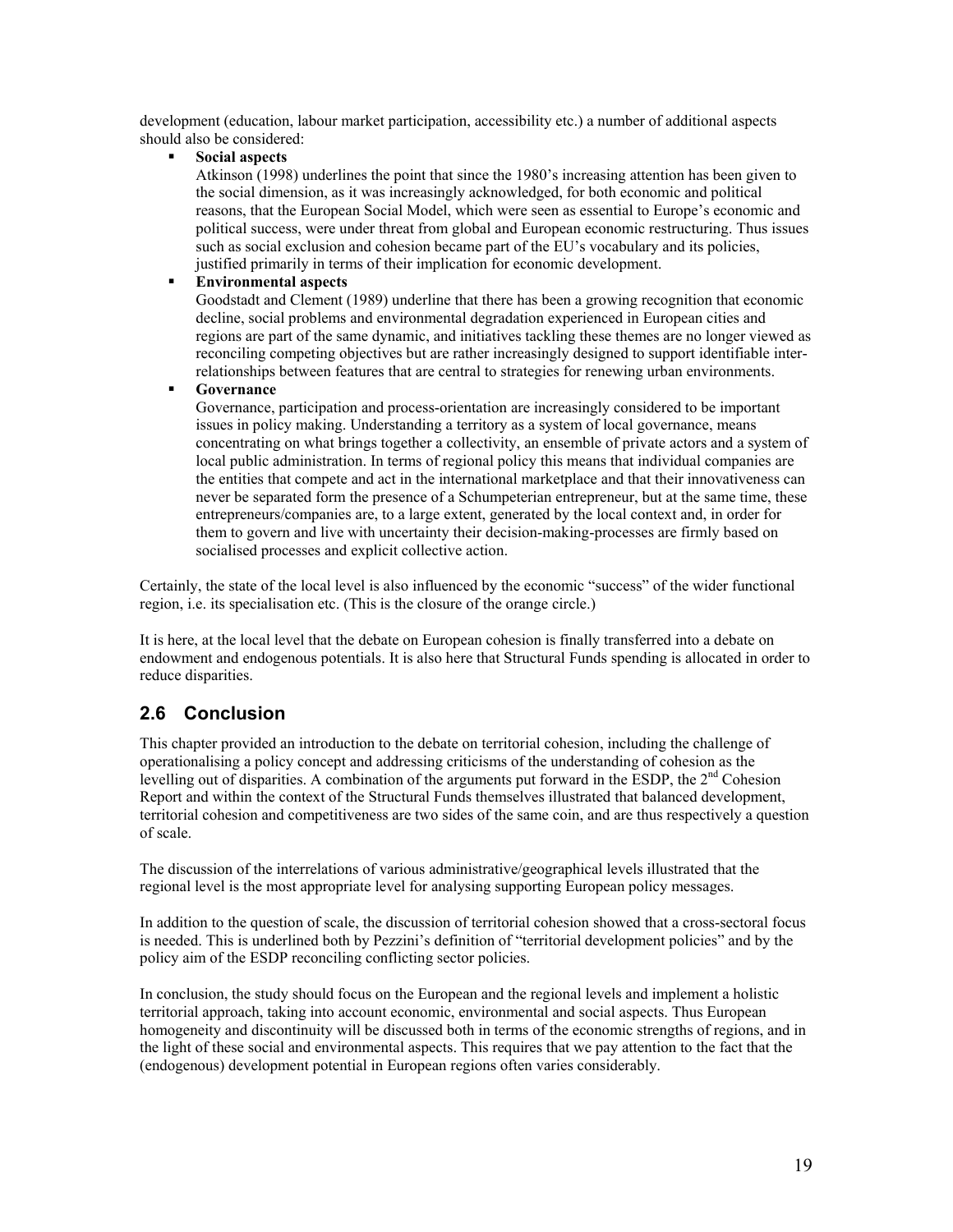development (education, labour market participation, accessibility etc.) a number of additional aspects should also be considered:

- **Social aspects**
  Atkinson (1998) underlines the point that since the 1980's increasing attention has been given to the social dimension, as it was increasingly acknowledged, for both economic and political reasons, that the European Social Model, which were seen as essential to Europe's economic and political success, were under threat from global and European economic restructuring. Thus issues such as social exclusion and cohesion became part of the EU's vocabulary and its policies, justified primarily in terms of their implication for economic development.
- **Environmental aspects**
  Goodstadt and Clement (1989) underline that there has been a growing recognition that economic decline, social problems and environmental degradation experienced in European cities and regions are part of the same dynamic, and initiatives tackling these themes are no longer viewed as reconciling competing objectives but are rather increasingly designed to support identifiable inter-relationships between features that are central to strategies for renewing urban environments.
- **Governance**
  Governance, participation and process-orientation are increasingly considered to be important issues in policy making. Understanding a territory as a system of local governance, means concentrating on what brings together a collectivity, an ensemble of private actors and a system of local public administration. In terms of regional policy this means that individual companies are the entities that compete and act in the international marketplace and that their innovativeness can never be separated form the presence of a Schumpeterian entrepreneur, but at the same time, these entrepreneurs/companies are, to a large extent, generated by the local context and, in order for them to govern and live with uncertainty their decision-making-processes are firmly based on socialised processes and explicit collective action.

Certainly, the state of the local level is also influenced by the economic "success" of the wider functional region, i.e. its specialisation etc. (This is the closure of the orange circle.)

It is here, at the local level that the debate on European cohesion is finally transferred into a debate on endowment and endogenous potentials. It is also here that Structural Funds spending is allocated in order to reduce disparities.

## 2.6 Conclusion

This chapter provided an introduction to the debate on territorial cohesion, including the challenge of operationalising a policy concept and addressing criticisms of the understanding of cohesion as the levelling out of disparities. A combination of the arguments put forward in the ESDP, the 2nd Cohesion Report and within the context of the Structural Funds themselves illustrated that balanced development, territorial cohesion and competitiveness are two sides of the same coin, and are thus respectively a question of scale.

The discussion of the interrelations of various administrative/geographical levels illustrated that the regional level is the most appropriate level for analysing supporting European policy messages.

In addition to the question of scale, the discussion of territorial cohesion showed that a cross-sectoral focus is needed. This is underlined both by Pezzini's definition of "territorial development policies" and by the policy aim of the ESDP reconciling conflicting sector policies.

In conclusion, the study should focus on the European and the regional levels and implement a holistic territorial approach, taking into account economic, environmental and social aspects. Thus European homogeneity and discontinuity will be discussed both in terms of the economic strengths of regions, and in the light of these social and environmental aspects. This requires that we pay attention to the fact that the (endogenous) development potential in European regions often varies considerably.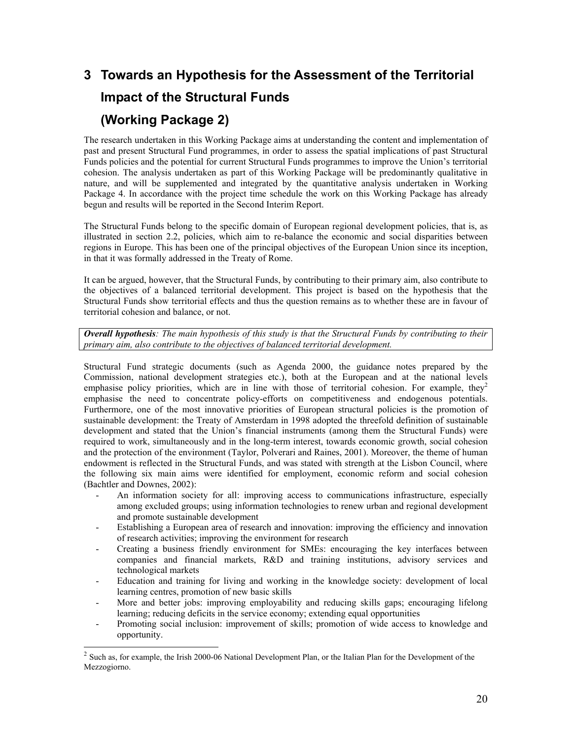# 3 Towards an Hypothesis for the Assessment of the Territorial Impact of the Structural Funds (Working Package 2)

The research undertaken in this Working Package aims at understanding the content and implementation of past and present Structural Fund programmes, in order to assess the spatial implications of past Structural Funds policies and the potential for current Structural Funds programmes to improve the Union's territorial cohesion. The analysis undertaken as part of this Working Package will be predominantly qualitative in nature, and will be supplemented and integrated by the quantitative analysis undertaken in Working Package 4. In accordance with the project time schedule the work on this Working Package has already begun and results will be reported in the Second Interim Report.

The Structural Funds belong to the specific domain of European regional development policies, that is, as illustrated in section 2.2, policies, which aim to re-balance the economic and social disparities between regions in Europe. This has been one of the principal objectives of the European Union since its inception, in that it was formally addressed in the Treaty of Rome.

It can be argued, however, that the Structural Funds, by contributing to their primary aim, also contribute to the objectives of a balanced territorial development. This project is based on the hypothesis that the Structural Funds show territorial effects and thus the question remains as to whether these are in favour of territorial cohesion and balance, or not.

***Overall hypothesis****: The main hypothesis of this study is that the Structural Funds by contributing to their primary aim, also contribute to the objectives of balanced territorial development.*

Structural Fund strategic documents (such as Agenda 2000, the guidance notes prepared by the Commission, national development strategies etc.), both at the European and at the national levels emphasise policy priorities, which are in line with those of territorial cohesion. For example, they[2] emphasise the need to concentrate policy-efforts on competitiveness and endogenous potentials. Furthermore, one of the most innovative priorities of European structural policies is the promotion of sustainable development: the Treaty of Amsterdam in 1998 adopted the threefold definition of sustainable development and stated that the Union's financial instruments (among them the Structural Funds) were required to work, simultaneously and in the long-term interest, towards economic growth, social cohesion and the protection of the environment (Taylor, Polverari and Raines, 2001). Moreover, the theme of human endowment is reflected in the Structural Funds, and was stated with strength at the Lisbon Council, where the following six main aims were identified for employment, economic reform and social cohesion (Bachtler and Downes, 2002):

- An information society for all: improving access to communications infrastructure, especially among excluded groups; using information technologies to renew urban and regional development and promote sustainable development
- Establishing a European area of research and innovation: improving the efficiency and innovation of research activities; improving the environment for research
- Creating a business friendly environment for SMEs: encouraging the key interfaces between companies and financial markets, R&D and training institutions, advisory services and technological markets
- Education and training for living and working in the knowledge society: development of local learning centres, promotion of new basic skills
- More and better jobs: improving employability and reducing skills gaps; encouraging lifelong learning; reducing deficits in the service economy; extending equal opportunities
- Promoting social inclusion: improvement of skills; promotion of wide access to knowledge and opportunity.

[2] Such as, for example, the Irish 2000-06 National Development Plan, or the Italian Plan for the Development of the Mezzogiorno.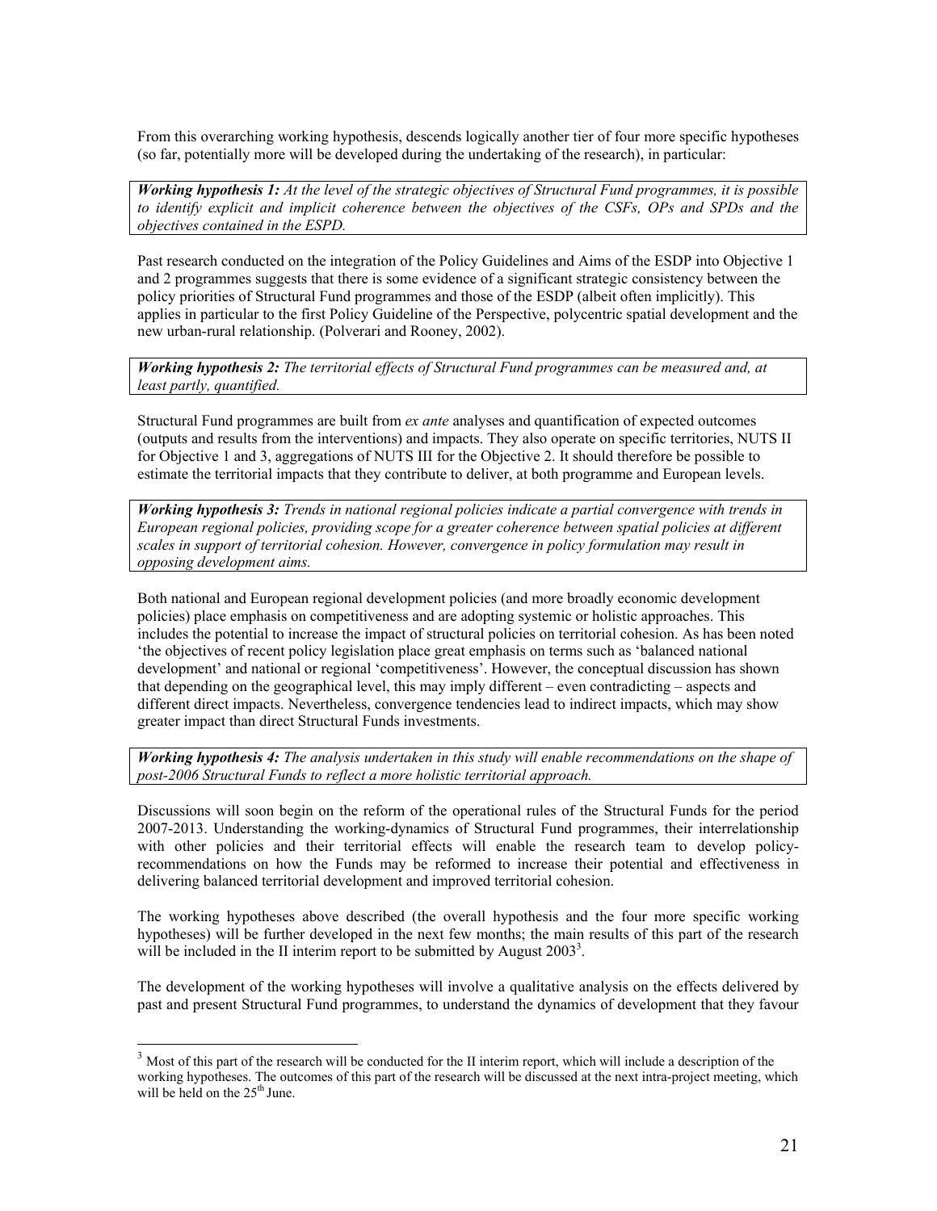From this overarching working hypothesis, descends logically another tier of four more specific hypotheses (so far, potentially more will be developed during the undertaking of the research), in particular:

***Working hypothesis 1:*** *At the level of the strategic objectives of Structural Fund programmes, it is possible to identify explicit and implicit coherence between the objectives of the CSFs, OPs and SPDs and the objectives contained in the ESPD.*

Past research conducted on the integration of the Policy Guidelines and Aims of the ESDP into Objective 1 and 2 programmes suggests that there is some evidence of a significant strategic consistency between the policy priorities of Structural Fund programmes and those of the ESDP (albeit often implicitly). This applies in particular to the first Policy Guideline of the Perspective, polycentric spatial development and the new urban-rural relationship. (Polverari and Rooney, 2002).

***Working hypothesis 2:*** *The territorial effects of Structural Fund programmes can be measured and, at least partly, quantified.*

Structural Fund programmes are built from *ex ante* analyses and quantification of expected outcomes (outputs and results from the interventions) and impacts. They also operate on specific territories, NUTS II for Objective 1 and 3, aggregations of NUTS III for the Objective 2. It should therefore be possible to estimate the territorial impacts that they contribute to deliver, at both programme and European levels.

***Working hypothesis 3:*** *Trends in national regional policies indicate a partial convergence with trends in European regional policies, providing scope for a greater coherence between spatial policies at different scales in support of territorial cohesion. However, convergence in policy formulation may result in opposing development aims.*

Both national and European regional development policies (and more broadly economic development policies) place emphasis on competitiveness and are adopting systemic or holistic approaches. This includes the potential to increase the impact of structural policies on territorial cohesion. As has been noted 'the objectives of recent policy legislation place great emphasis on terms such as 'balanced national development' and national or regional 'competitiveness'. However, the conceptual discussion has shown that depending on the geographical level, this may imply different – even contradicting – aspects and different direct impacts. Nevertheless, convergence tendencies lead to indirect impacts, which may show greater impact than direct Structural Funds investments.

***Working hypothesis 4:*** *The analysis undertaken in this study will enable recommendations on the shape of post-2006 Structural Funds to reflect a more holistic territorial approach.*

Discussions will soon begin on the reform of the operational rules of the Structural Funds for the period 2007-2013. Understanding the working-dynamics of Structural Fund programmes, their interrelationship with other policies and their territorial effects will enable the research team to develop policy-recommendations on how the Funds may be reformed to increase their potential and effectiveness in delivering balanced territorial development and improved territorial cohesion.

The working hypotheses above described (the overall hypothesis and the four more specific working hypotheses) will be further developed in the next few months; the main results of this part of the research will be included in the II interim report to be submitted by August 2003[3].

The development of the working hypotheses will involve a qualitative analysis on the effects delivered by past and present Structural Fund programmes, to understand the dynamics of development that they favour

[3] Most of this part of the research will be conducted for the II interim report, which will include a description of the working hypotheses. The outcomes of this part of the research will be discussed at the next intra-project meeting, which will be held on the 25th June.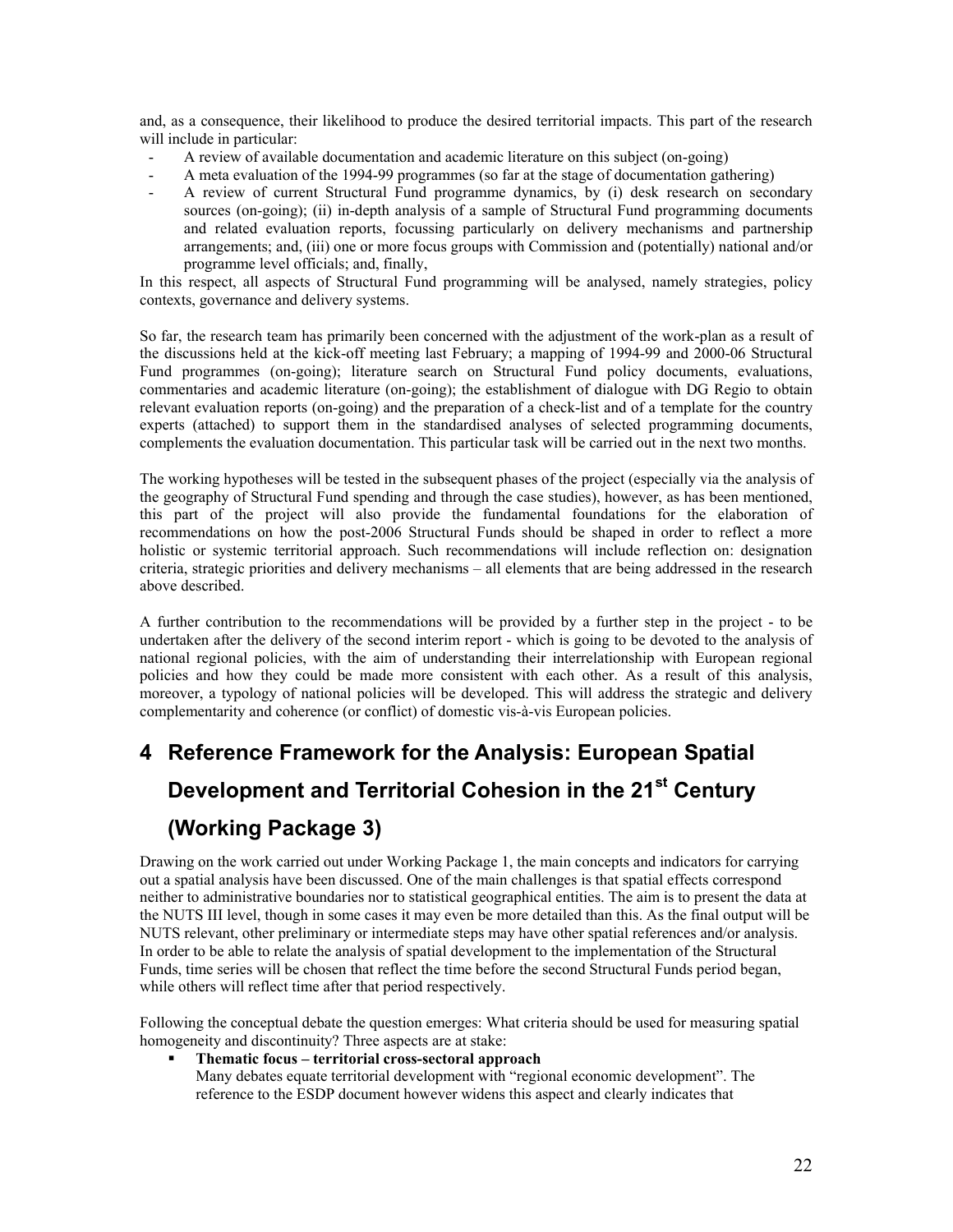and, as a consequence, their likelihood to produce the desired territorial impacts. This part of the research will include in particular:

- A review of available documentation and academic literature on this subject (on-going)
- A meta evaluation of the 1994-99 programmes (so far at the stage of documentation gathering)
- A review of current Structural Fund programme dynamics, by (i) desk research on secondary sources (on-going); (ii) in-depth analysis of a sample of Structural Fund programming documents and related evaluation reports, focussing particularly on delivery mechanisms and partnership arrangements; and, (iii) one or more focus groups with Commission and (potentially) national and/or programme level officials; and, finally,

In this respect, all aspects of Structural Fund programming will be analysed, namely strategies, policy contexts, governance and delivery systems.

So far, the research team has primarily been concerned with the adjustment of the work-plan as a result of the discussions held at the kick-off meeting last February; a mapping of 1994-99 and 2000-06 Structural Fund programmes (on-going); literature search on Structural Fund policy documents, evaluations, commentaries and academic literature (on-going); the establishment of dialogue with DG Regio to obtain relevant evaluation reports (on-going) and the preparation of a check-list and of a template for the country experts (attached) to support them in the standardised analyses of selected programming documents, complements the evaluation documentation. This particular task will be carried out in the next two months.

The working hypotheses will be tested in the subsequent phases of the project (especially via the analysis of the geography of Structural Fund spending and through the case studies), however, as has been mentioned, this part of the project will also provide the fundamental foundations for the elaboration of recommendations on how the post-2006 Structural Funds should be shaped in order to reflect a more holistic or systemic territorial approach. Such recommendations will include reflection on: designation criteria, strategic priorities and delivery mechanisms – all elements that are being addressed in the research above described.

A further contribution to the recommendations will be provided by a further step in the project - to be undertaken after the delivery of the second interim report - which is going to be devoted to the analysis of national regional policies, with the aim of understanding their interrelationship with European regional policies and how they could be made more consistent with each other. As a result of this analysis, moreover, a typology of national policies will be developed. This will address the strategic and delivery complementarity and coherence (or conflict) of domestic vis-à-vis European policies.

# 4 Reference Framework for the Analysis: European Spatial Development and Territorial Cohesion in the 21st Century (Working Package 3)

Drawing on the work carried out under Working Package 1, the main concepts and indicators for carrying out a spatial analysis have been discussed. One of the main challenges is that spatial effects correspond neither to administrative boundaries nor to statistical geographical entities. The aim is to present the data at the NUTS III level, though in some cases it may even be more detailed than this. As the final output will be NUTS relevant, other preliminary or intermediate steps may have other spatial references and/or analysis. In order to be able to relate the analysis of spatial development to the implementation of the Structural Funds, time series will be chosen that reflect the time before the second Structural Funds period began, while others will reflect time after that period respectively.

Following the conceptual debate the question emerges: What criteria should be used for measuring spatial homogeneity and discontinuity? Three aspects are at stake:

- **Thematic focus – territorial cross-sectoral approach**
  Many debates equate territorial development with "regional economic development". The reference to the ESDP document however widens this aspect and clearly indicates that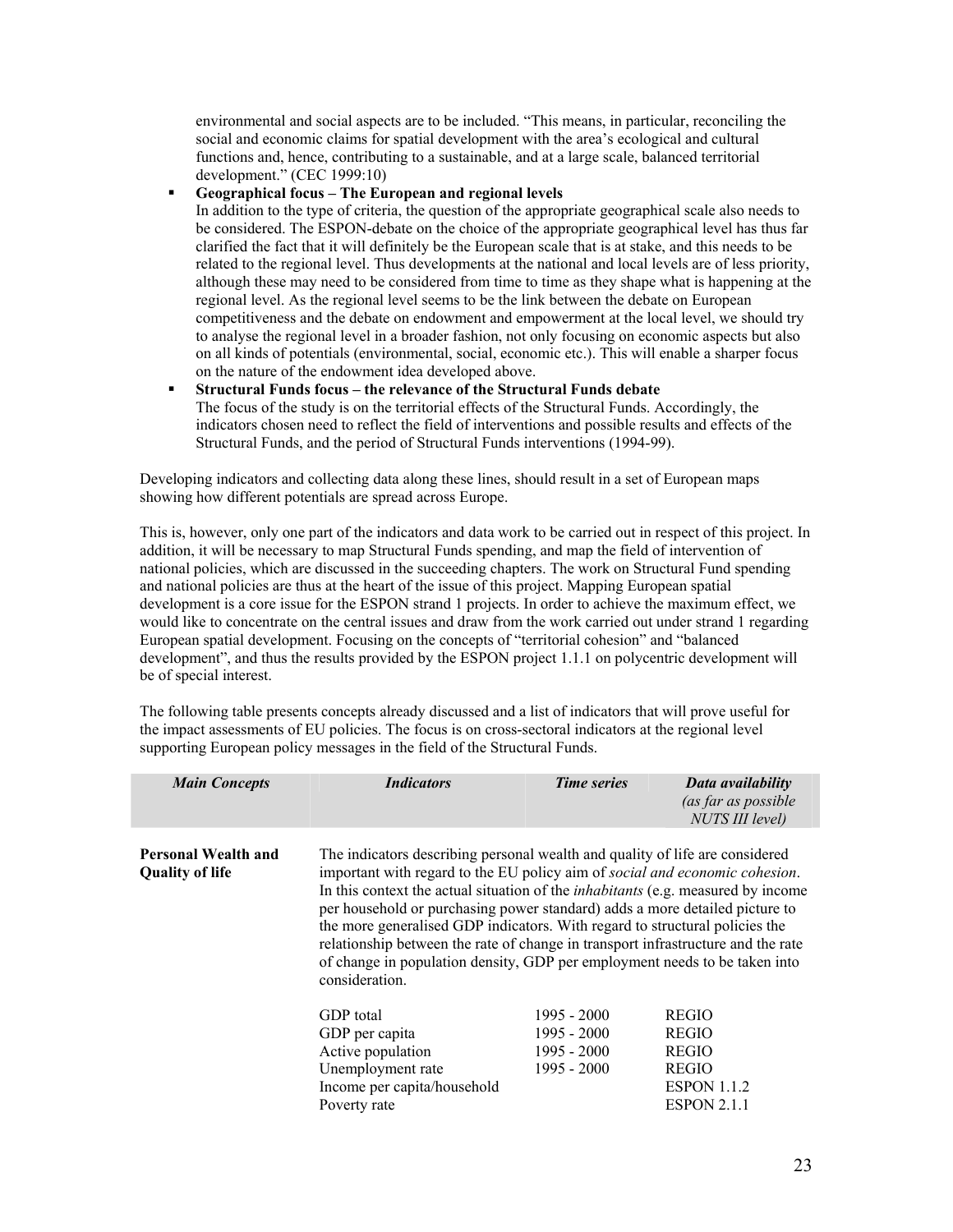environmental and social aspects are to be included. "This means, in particular, reconciling the social and economic claims for spatial development with the area's ecological and cultural functions and, hence, contributing to a sustainable, and at a large scale, balanced territorial development." (CEC 1999:10)

- **Geographical focus – The European and regional levels**
  In addition to the type of criteria, the question of the appropriate geographical scale also needs to be considered. The ESPON-debate on the choice of the appropriate geographical level has thus far clarified the fact that it will definitely be the European scale that is at stake, and this needs to be related to the regional level. Thus developments at the national and local levels are of less priority, although these may need to be considered from time to time as they shape what is happening at the regional level. As the regional level seems to be the link between the debate on European competitiveness and the debate on endowment and empowerment at the local level, we should try to analyse the regional level in a broader fashion, not only focusing on economic aspects but also on all kinds of potentials (environmental, social, economic etc.). This will enable a sharper focus on the nature of the endowment idea developed above.
- **Structural Funds focus – the relevance of the Structural Funds debate**
  The focus of the study is on the territorial effects of the Structural Funds. Accordingly, the indicators chosen need to reflect the field of interventions and possible results and effects of the Structural Funds, and the period of Structural Funds interventions (1994-99).

Developing indicators and collecting data along these lines, should result in a set of European maps showing how different potentials are spread across Europe.

This is, however, only one part of the indicators and data work to be carried out in respect of this project. In addition, it will be necessary to map Structural Funds spending, and map the field of intervention of national policies, which are discussed in the succeeding chapters. The work on Structural Fund spending and national policies are thus at the heart of the issue of this project. Mapping European spatial development is a core issue for the ESPON strand 1 projects. In order to achieve the maximum effect, we would like to concentrate on the central issues and draw from the work carried out under strand 1 regarding European spatial development. Focusing on the concepts of "territorial cohesion" and "balanced development", and thus the results provided by the ESPON project 1.1.1 on polycentric development will be of special interest.

The following table presents concepts already discussed and a list of indicators that will prove useful for the impact assessments of EU policies. The focus is on cross-sectoral indicators at the regional level supporting European policy messages in the field of the Structural Funds.

| ***Main Concepts*** | ***Indicators*** | ***Time series*** | ***Data availability*** *(as far as possible NUTS III level)* |
|---|---|---|---|
| **Personal Wealth and Quality of life** | The indicators describing personal wealth and quality of life are considered important with regard to the EU policy aim of *social and economic cohesion*. In this context the actual situation of the *inhabitants* (e.g. measured by income per household or purchasing power standard) adds a more detailed picture to the more generalised GDP indicators. With regard to structural policies the relationship between the rate of change in transport infrastructure and the rate of change in population density, GDP per employment needs to be taken into consideration. | | |
| | GDP total | 1995 - 2000 | REGIO |
| | GDP per capita | 1995 - 2000 | REGIO |
| | Active population | 1995 - 2000 | REGIO |
| | Unemployment rate | 1995 - 2000 | REGIO |
| | Income per capita/household | | ESPON 1.1.2 |
| | Poverty rate | | ESPON 2.1.1 |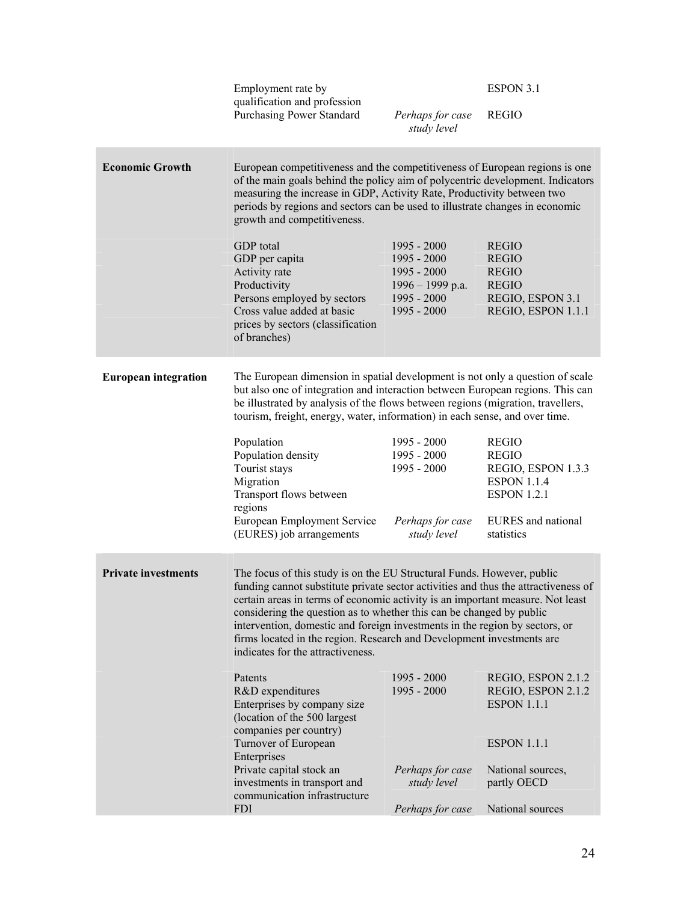| | | | |
|---|---|---|---|
| | Employment rate by qualification and profession | | ESPON 3.1 |
| | Purchasing Power Standard | *Perhaps for case study level* | REGIO |
| **Economic Growth** | European competitiveness and the competitiveness of European regions is one of the main goals behind the policy aim of polycentric development. Indicators measuring the increase in GDP, Activity Rate, Productivity between two periods by regions and sectors can be used to illustrate changes in economic growth and competitiveness. | | |
| | GDP total | 1995 - 2000 | REGIO |
| | GDP per capita | 1995 - 2000 | REGIO |
| | Activity rate | 1995 - 2000 | REGIO |
| | Productivity | 1996 – 1999 p.a. | REGIO |
| | Persons employed by sectors | 1995 - 2000 | REGIO, ESPON 3.1 |
| | Cross value added at basic prices by sectors (classification of branches) | 1995 - 2000 | REGIO, ESPON 1.1.1 |
| **European integration** | The European dimension in spatial development is not only a question of scale but also one of integration and interaction between European regions. This can be illustrated by analysis of the flows between regions (migration, travellers, tourism, freight, energy, water, information) in each sense, and over time. | | |
| | Population | 1995 - 2000 | REGIO |
| | Population density | 1995 - 2000 | REGIO |
| | Tourist stays | 1995 - 2000 | REGIO, ESPON 1.3.3 |
| | Migration | | ESPON 1.1.4 |
| | Transport flows between regions | | ESPON 1.2.1 |
| | European Employment Service (EURES) job arrangements | *Perhaps for case study level* | EURES and national statistics |
| **Private investments** | The focus of this study is on the EU Structural Funds. However, public funding cannot substitute private sector activities and thus the attractiveness of certain areas in terms of economic activity is an important measure. Not least considering the question as to whether this can be changed by public intervention, domestic and foreign investments in the region by sectors, or firms located in the region. Research and Development investments are indicates for the attractiveness. | | |
| | Patents | 1995 - 2000 | REGIO, ESPON 2.1.2 |
| | R&D expenditures | 1995 - 2000 | REGIO, ESPON 2.1.2 |
| | Enterprises by company size (location of the 500 largest companies per country) | | ESPON 1.1.1 |
| | Turnover of European Enterprises | | ESPON 1.1.1 |
| | Private capital stock an investments in transport and communication infrastructure | *Perhaps for case study level* | National sources, partly OECD |
| | FDI | *Perhaps for case* | National sources |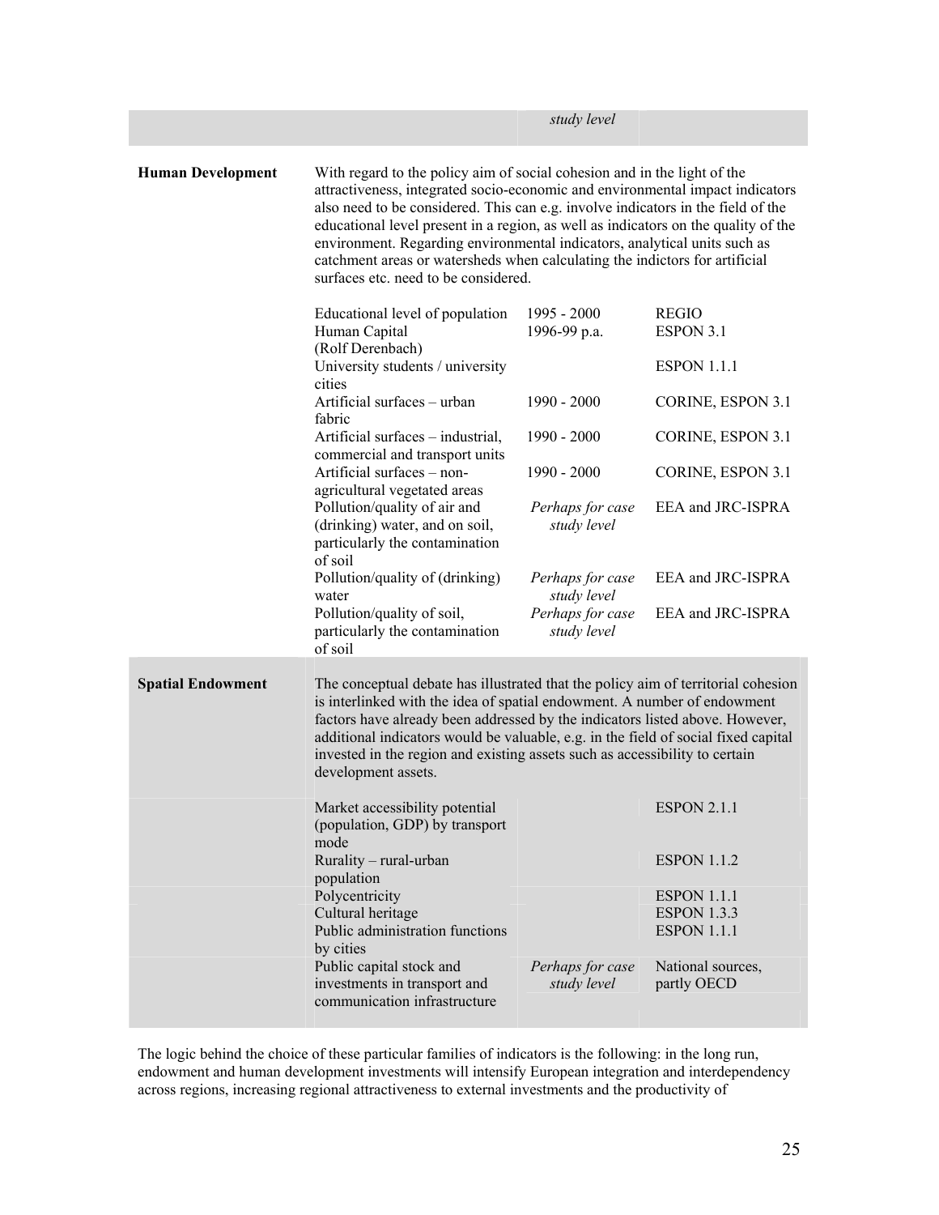| | | *study level* | |
|---|---|---|---|
| **Human Development** | With regard to the policy aim of social cohesion and in the light of the attractiveness, integrated socio-economic and environmental impact indicators also need to be considered. This can e.g. involve indicators in the field of the educational level present in a region, as well as indicators on the quality of the environment. Regarding environmental indicators, analytical units such as catchment areas or watersheds when calculating the indictors for artificial surfaces etc. need to be considered. | | |
| | Educational level of population | 1995 - 2000 | REGIO |
| | Human Capital (Rolf Derenbach) | 1996-99 p.a. | ESPON 3.1 |
| | University students / university cities | | ESPON 1.1.1 |
| | Artificial surfaces – urban fabric | 1990 - 2000 | CORINE, ESPON 3.1 |
| | Artificial surfaces – industrial, commercial and transport units | 1990 - 2000 | CORINE, ESPON 3.1 |
| | Artificial surfaces – non-agricultural vegetated areas | 1990 - 2000 | CORINE, ESPON 3.1 |
| | Pollution/quality of air and (drinking) water, and on soil, particularly the contamination of soil | *Perhaps for case study level* | EEA and JRC-ISPRA |
| | Pollution/quality of (drinking) water | *Perhaps for case study level* | EEA and JRC-ISPRA |
| | Pollution/quality of soil, particularly the contamination of soil | *Perhaps for case study level* | EEA and JRC-ISPRA |
| **Spatial Endowment** | The conceptual debate has illustrated that the policy aim of territorial cohesion is interlinked with the idea of spatial endowment. A number of endowment factors have already been addressed by the indicators listed above. However, additional indicators would be valuable, e.g. in the field of social fixed capital invested in the region and existing assets such as accessibility to certain development assets. | | |
| | Market accessibility potential (population, GDP) by transport mode | | ESPON 2.1.1 |
| | Rurality – rural-urban population | | ESPON 1.1.2 |
| | Polycentricity | | ESPON 1.1.1 |
| | Cultural heritage | | ESPON 1.3.3 |
| | Public administration functions by cities | | ESPON 1.1.1 |
| | Public capital stock and investments in transport and communication infrastructure | *Perhaps for case study level* | National sources, partly OECD |

The logic behind the choice of these particular families of indicators is the following: in the long run, endowment and human development investments will intensify European integration and interdependency across regions, increasing regional attractiveness to external investments and the productivity of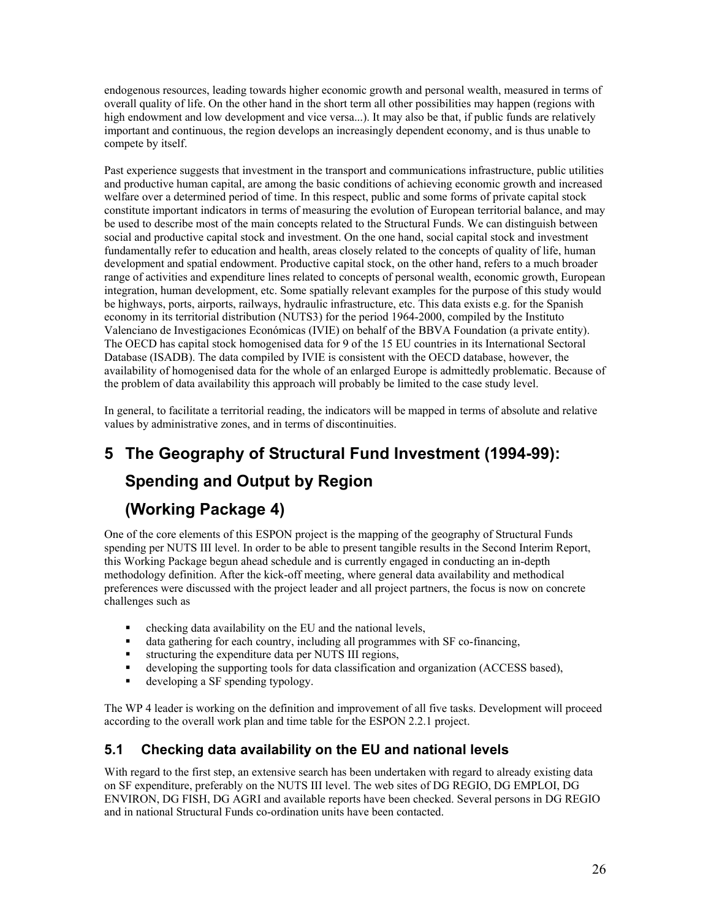endogenous resources, leading towards higher economic growth and personal wealth, measured in terms of overall quality of life. On the other hand in the short term all other possibilities may happen (regions with high endowment and low development and vice versa...). It may also be that, if public funds are relatively important and continuous, the region develops an increasingly dependent economy, and is thus unable to compete by itself.

Past experience suggests that investment in the transport and communications infrastructure, public utilities and productive human capital, are among the basic conditions of achieving economic growth and increased welfare over a determined period of time. In this respect, public and some forms of private capital stock constitute important indicators in terms of measuring the evolution of European territorial balance, and may be used to describe most of the main concepts related to the Structural Funds. We can distinguish between social and productive capital stock and investment. On the one hand, social capital stock and investment fundamentally refer to education and health, areas closely related to the concepts of quality of life, human development and spatial endowment. Productive capital stock, on the other hand, refers to a much broader range of activities and expenditure lines related to concepts of personal wealth, economic growth, European integration, human development, etc. Some spatially relevant examples for the purpose of this study would be highways, ports, airports, railways, hydraulic infrastructure, etc. This data exists e.g. for the Spanish economy in its territorial distribution (NUTS3) for the period 1964-2000, compiled by the Instituto Valenciano de Investigaciones Económicas (IVIE) on behalf of the BBVA Foundation (a private entity). The OECD has capital stock homogenised data for 9 of the 15 EU countries in its International Sectoral Database (ISADB). The data compiled by IVIE is consistent with the OECD database, however, the availability of homogenised data for the whole of an enlarged Europe is admittedly problematic. Because of the problem of data availability this approach will probably be limited to the case study level.

In general, to facilitate a territorial reading, the indicators will be mapped in terms of absolute and relative values by administrative zones, and in terms of discontinuities.

# 5 The Geography of Structural Fund Investment (1994-99): Spending and Output by Region (Working Package 4)

One of the core elements of this ESPON project is the mapping of the geography of Structural Funds spending per NUTS III level. In order to be able to present tangible results in the Second Interim Report, this Working Package begun ahead schedule and is currently engaged in conducting an in-depth methodology definition. After the kick-off meeting, where general data availability and methodical preferences were discussed with the project leader and all project partners, the focus is now on concrete challenges such as

- checking data availability on the EU and the national levels,
- data gathering for each country, including all programmes with SF co-financing,
- structuring the expenditure data per NUTS III regions,
- developing the supporting tools for data classification and organization (ACCESS based),
- developing a SF spending typology.

The WP 4 leader is working on the definition and improvement of all five tasks. Development will proceed according to the overall work plan and time table for the ESPON 2.2.1 project.

## 5.1 Checking data availability on the EU and national levels

With regard to the first step, an extensive search has been undertaken with regard to already existing data on SF expenditure, preferably on the NUTS III level. The web sites of DG REGIO, DG EMPLOI, DG ENVIRON, DG FISH, DG AGRI and available reports have been checked. Several persons in DG REGIO and in national Structural Funds co-ordination units have been contacted.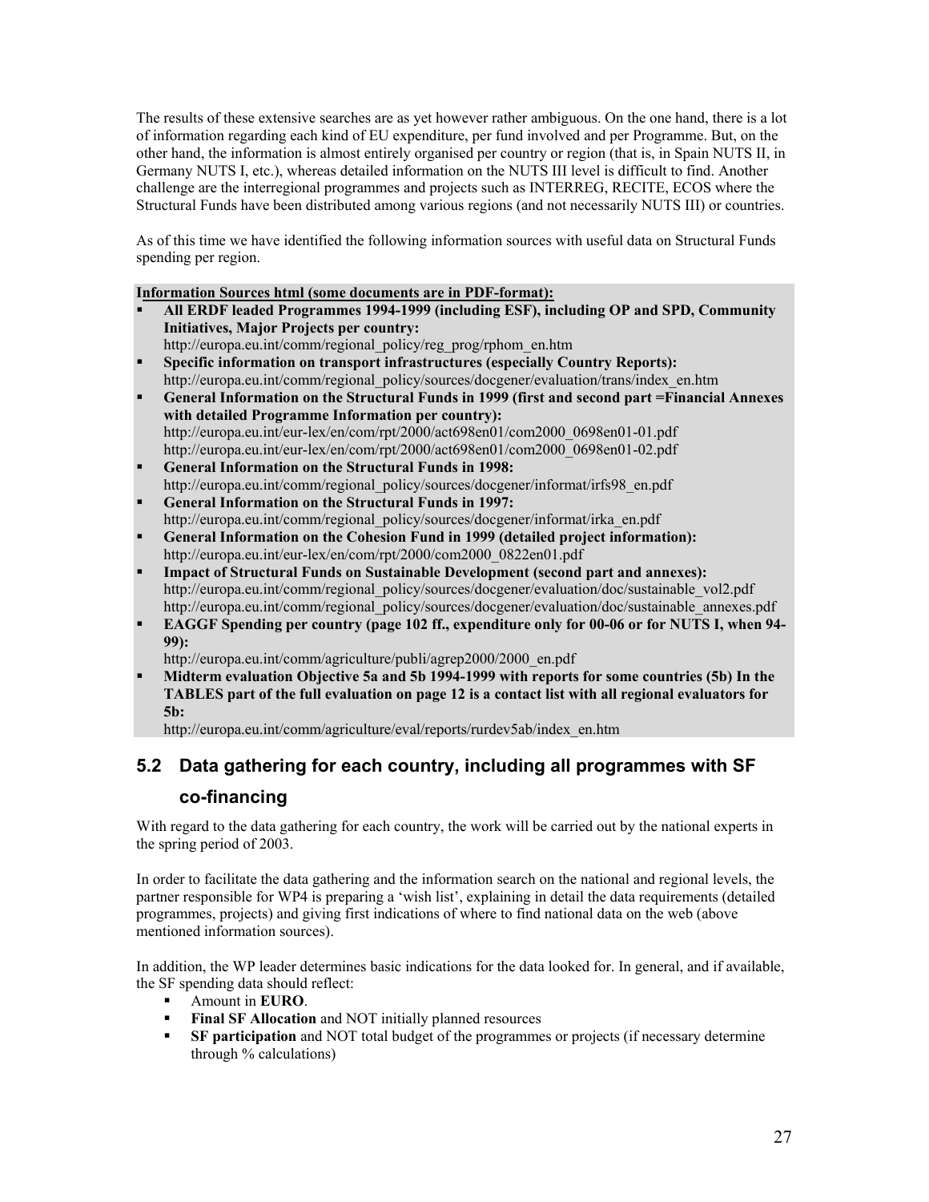The results of these extensive searches are as yet however rather ambiguous. On the one hand, there is a lot of information regarding each kind of EU expenditure, per fund involved and per Programme. But, on the other hand, the information is almost entirely organised per country or region (that is, in Spain NUTS II, in Germany NUTS I, etc.), whereas detailed information on the NUTS III level is difficult to find. Another challenge are the interregional programmes and projects such as INTERREG, RECITE, ECOS where the Structural Funds have been distributed among various regions (and not necessarily NUTS III) or countries.

As of this time we have identified the following information sources with useful data on Structural Funds spending per region.

**Information Sources html (some documents are in PDF-format):**

- **All ERDF leaded Programmes 1994-1999 (including ESF), including OP and SPD, Community Initiatives, Major Projects per country:**
  http://europa.eu.int/comm/regional_policy/reg_prog/rphom_en.htm
- **Specific information on transport infrastructures (especially Country Reports):**
  http://europa.eu.int/comm/regional_policy/sources/docgener/evaluation/trans/index_en.htm
- **General Information on the Structural Funds in 1999 (first and second part =Financial Annexes with detailed Programme Information per country):**
  http://europa.eu.int/eur-lex/en/com/rpt/2000/act698en01/com2000_0698en01-01.pdf
  http://europa.eu.int/eur-lex/en/com/rpt/2000/act698en01/com2000_0698en01-02.pdf
- **General Information on the Structural Funds in 1998:**
  http://europa.eu.int/comm/regional_policy/sources/docgener/informat/irfs98_en.pdf
- **General Information on the Structural Funds in 1997:**
  http://europa.eu.int/comm/regional_policy/sources/docgener/informat/irka_en.pdf
- **General Information on the Cohesion Fund in 1999 (detailed project information):**
  http://europa.eu.int/eur-lex/en/com/rpt/2000/com2000_0822en01.pdf
- **Impact of Structural Funds on Sustainable Development (second part and annexes):**
  http://europa.eu.int/comm/regional_policy/sources/docgener/evaluation/doc/sustainable_vol2.pdf
  http://europa.eu.int/comm/regional_policy/sources/docgener/evaluation/doc/sustainable_annexes.pdf
- **EAGGF Spending per country (page 102 ff., expenditure only for 00-06 or for NUTS I, when 94-99):**
  http://europa.eu.int/comm/agriculture/publi/agrep2000/2000_en.pdf
- **Midterm evaluation Objective 5a and 5b 1994-1999 with reports for some countries (5b) In the TABLES part of the full evaluation on page 12 is a contact list with all regional evaluators for 5b:**
  http://europa.eu.int/comm/agriculture/eval/reports/rurdev5ab/index_en.htm

## 5.2 Data gathering for each country, including all programmes with SF co-financing

With regard to the data gathering for each country, the work will be carried out by the national experts in the spring period of 2003.

In order to facilitate the data gathering and the information search on the national and regional levels, the partner responsible for WP4 is preparing a 'wish list', explaining in detail the data requirements (detailed programmes, projects) and giving first indications of where to find national data on the web (above mentioned information sources).

In addition, the WP leader determines basic indications for the data looked for. In general, and if available, the SF spending data should reflect:

- Amount in **EURO**.
- **Final SF Allocation** and NOT initially planned resources
- **SF participation** and NOT total budget of the programmes or projects (if necessary determine through % calculations)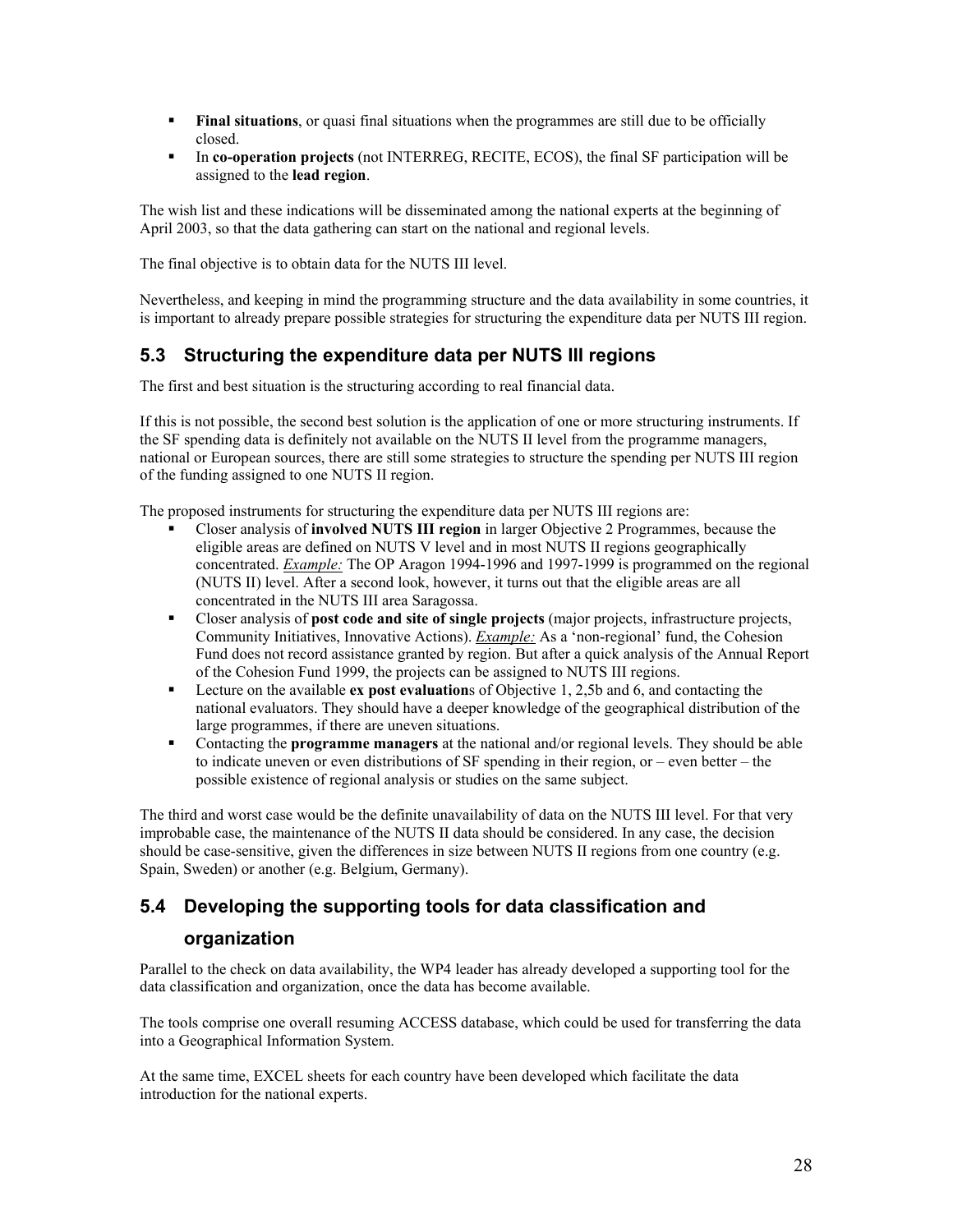- **Final situations**, or quasi final situations when the programmes are still due to be officially closed.
- In **co-operation projects** (not INTERREG, RECITE, ECOS), the final SF participation will be assigned to the **lead region**.

The wish list and these indications will be disseminated among the national experts at the beginning of April 2003, so that the data gathering can start on the national and regional levels.

The final objective is to obtain data for the NUTS III level.

Nevertheless, and keeping in mind the programming structure and the data availability in some countries, it is important to already prepare possible strategies for structuring the expenditure data per NUTS III region.

## 5.3 Structuring the expenditure data per NUTS III regions

The first and best situation is the structuring according to real financial data.

If this is not possible, the second best solution is the application of one or more structuring instruments. If the SF spending data is definitely not available on the NUTS II level from the programme managers, national or European sources, there are still some strategies to structure the spending per NUTS III region of the funding assigned to one NUTS II region.

The proposed instruments for structuring the expenditure data per NUTS III regions are:

- Closer analysis of **involved NUTS III region** in larger Objective 2 Programmes, because the eligible areas are defined on NUTS V level and in most NUTS II regions geographically concentrated. *Example:* The OP Aragon 1994-1996 and 1997-1999 is programmed on the regional (NUTS II) level. After a second look, however, it turns out that the eligible areas are all concentrated in the NUTS III area Saragossa.
- Closer analysis of **post code and site of single projects** (major projects, infrastructure projects, Community Initiatives, Innovative Actions). *Example:* As a 'non-regional' fund, the Cohesion Fund does not record assistance granted by region. But after a quick analysis of the Annual Report of the Cohesion Fund 1999, the projects can be assigned to NUTS III regions.
- Lecture on the available **ex post evaluation**s of Objective 1, 2,5b and 6, and contacting the national evaluators. They should have a deeper knowledge of the geographical distribution of the large programmes, if there are uneven situations.
- Contacting the **programme managers** at the national and/or regional levels. They should be able to indicate uneven or even distributions of SF spending in their region, or – even better – the possible existence of regional analysis or studies on the same subject.

The third and worst case would be the definite unavailability of data on the NUTS III level. For that very improbable case, the maintenance of the NUTS II data should be considered. In any case, the decision should be case-sensitive, given the differences in size between NUTS II regions from one country (e.g. Spain, Sweden) or another (e.g. Belgium, Germany).

## 5.4 Developing the supporting tools for data classification and organization

Parallel to the check on data availability, the WP4 leader has already developed a supporting tool for the data classification and organization, once the data has become available.

The tools comprise one overall resuming ACCESS database, which could be used for transferring the data into a Geographical Information System.

At the same time, EXCEL sheets for each country have been developed which facilitate the data introduction for the national experts.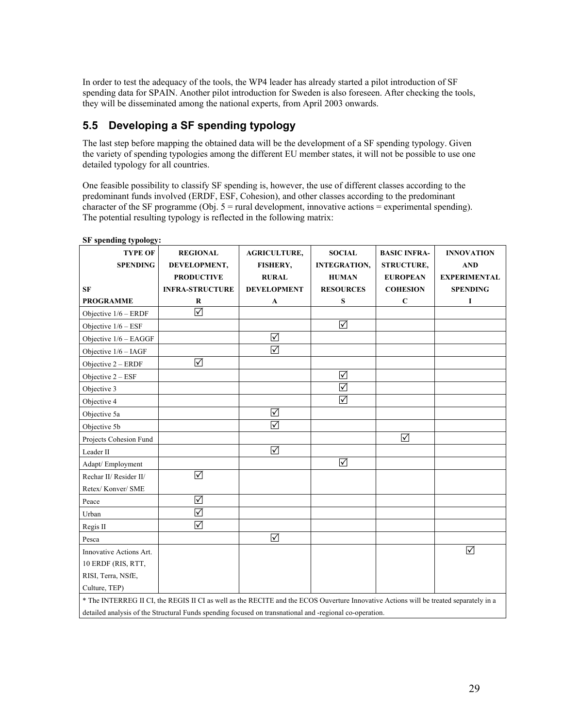In order to test the adequacy of the tools, the WP4 leader has already started a pilot introduction of SF spending data for SPAIN. Another pilot introduction for Sweden is also foreseen. After checking the tools, they will be disseminated among the national experts, from April 2003 onwards.

## 5.5 Developing a SF spending typology

The last step before mapping the obtained data will be the development of a SF spending typology. Given the variety of spending typologies among the different EU member states, it will not be possible to use one detailed typology for all countries.

One feasible possibility to classify SF spending is, however, the use of different classes according to the predominant funds involved (ERDF, ESF, Cohesion), and other classes according to the predominant character of the SF programme (Obj. 5 = rural development, innovative actions = experimental spending). The potential resulting typology is reflected in the following matrix:

**SF spending typology:**

| TYPE OF SPENDING<br><br>SF PROGRAMME | REGIONAL DEVELOPMENT, PRODUCTIVE INFRA-STRUCTURE<br>R | AGRICULTURE, FISHERY, RURAL DEVELOPMENT<br>A | SOCIAL INTEGRATION, HUMAN RESOURCES<br>S | BASIC INFRA-STRUCTURE, EUROPEAN COHESION<br>C | INNOVATION AND EXPERIMENTAL SPENDING<br>I |
|---|---|---|---|---|---|
| Objective 1/6 – ERDF | ☑ | | | | |
| Objective 1/6 – ESF | | | ☑ | | |
| Objective 1/6 – EAGGF | | ☑ | | | |
| Objective 1/6 – IAGF | | ☑ | | | |
| Objective 2 – ERDF | ☑ | | | | |
| Objective 2 – ESF | | | ☑ | | |
| Objective 3 | | | ☑ | | |
| Objective 4 | | | ☑ | | |
| Objective 5a | | ☑ | | | |
| Objective 5b | | ☑ | | | |
| Projects Cohesion Fund | | | | ☑ | |
| Leader II | | ☑ | | | |
| Adapt/ Employment | | | ☑ | | |
| Rechar II/ Resider II/ Retex/ Konver/ SME | ☑ | | | | |
| Peace | ☑ | | | | |
| Urban | ☑ | | | | |
| Regis II | ☑ | | | | |
| Pesca | | ☑ | | | |
| Innovative Actions Art. 10 ERDF (RIS, RTT, RISI, Terra, NSfE, Culture, TEP) | | | | | ☑ |

* The INTERREG II CI, the REGIS II CI as well as the RECITE and the ECOS Ouverture Innovative Actions will be treated separately in a detailed analysis of the Structural Funds spending focused on transnational and -regional co-operation.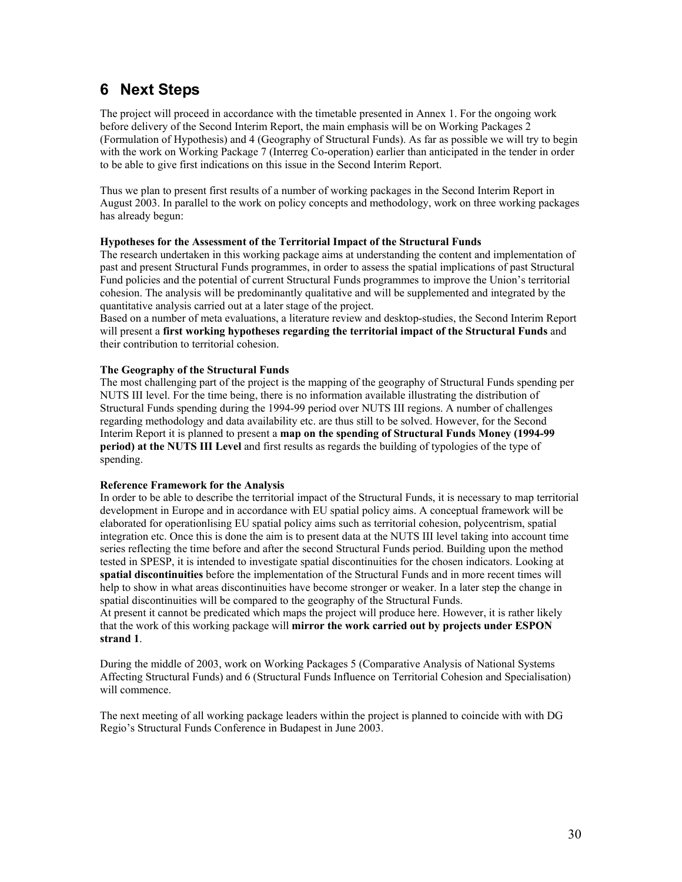# 6 Next Steps

The project will proceed in accordance with the timetable presented in Annex 1. For the ongoing work before delivery of the Second Interim Report, the main emphasis will be on Working Packages 2 (Formulation of Hypothesis) and 4 (Geography of Structural Funds). As far as possible we will try to begin with the work on Working Package 7 (Interreg Co-operation) earlier than anticipated in the tender in order to be able to give first indications on this issue in the Second Interim Report.

Thus we plan to present first results of a number of working packages in the Second Interim Report in August 2003. In parallel to the work on policy concepts and methodology, work on three working packages has already begun:

**Hypotheses for the Assessment of the Territorial Impact of the Structural Funds**

The research undertaken in this working package aims at understanding the content and implementation of past and present Structural Funds programmes, in order to assess the spatial implications of past Structural Fund policies and the potential of current Structural Funds programmes to improve the Union's territorial cohesion. The analysis will be predominantly qualitative and will be supplemented and integrated by the quantitative analysis carried out at a later stage of the project.

Based on a number of meta evaluations, a literature review and desktop-studies, the Second Interim Report will present a **first working hypotheses regarding the territorial impact of the Structural Funds** and their contribution to territorial cohesion.

**The Geography of the Structural Funds**

The most challenging part of the project is the mapping of the geography of Structural Funds spending per NUTS III level. For the time being, there is no information available illustrating the distribution of Structural Funds spending during the 1994-99 period over NUTS III regions. A number of challenges regarding methodology and data availability etc. are thus still to be solved. However, for the Second Interim Report it is planned to present a **map on the spending of Structural Funds Money (1994-99 period) at the NUTS III Level** and first results as regards the building of typologies of the type of spending.

**Reference Framework for the Analysis**

In order to be able to describe the territorial impact of the Structural Funds, it is necessary to map territorial development in Europe and in accordance with EU spatial policy aims. A conceptual framework will be elaborated for operationlising EU spatial policy aims such as territorial cohesion, polycentrism, spatial integration etc. Once this is done the aim is to present data at the NUTS III level taking into account time series reflecting the time before and after the second Structural Funds period. Building upon the method tested in SPESP, it is intended to investigate spatial discontinuities for the chosen indicators. Looking at **spatial discontinuities** before the implementation of the Structural Funds and in more recent times will help to show in what areas discontinuities have become stronger or weaker. In a later step the change in spatial discontinuities will be compared to the geography of the Structural Funds.

At present it cannot be predicated which maps the project will produce here. However, it is rather likely that the work of this working package will **mirror the work carried out by projects under ESPON strand 1**.

During the middle of 2003, work on Working Packages 5 (Comparative Analysis of National Systems Affecting Structural Funds) and 6 (Structural Funds Influence on Territorial Cohesion and Specialisation) will commence.

The next meeting of all working package leaders within the project is planned to coincide with with DG Regio's Structural Funds Conference in Budapest in June 2003.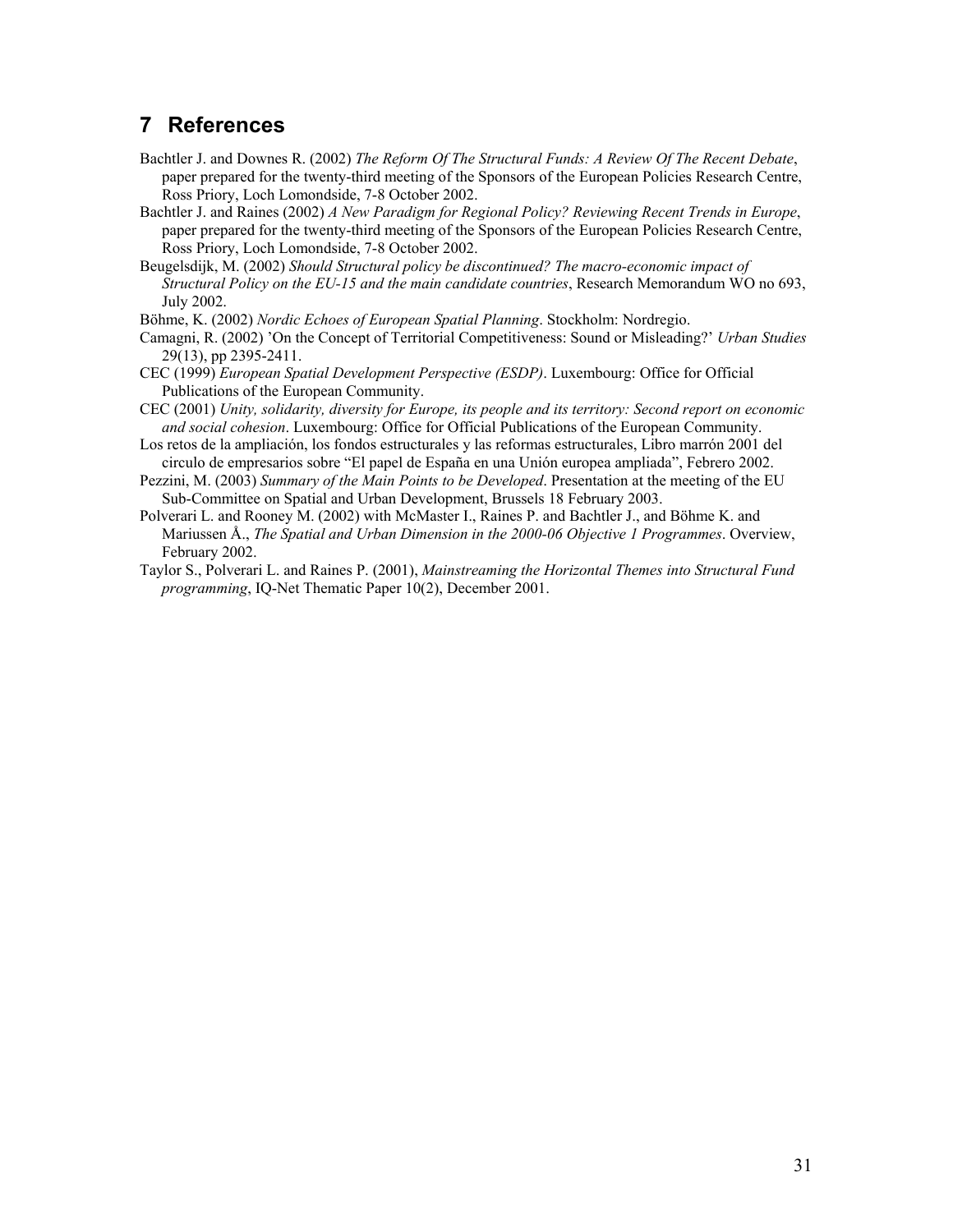# 7 References

Bachtler J. and Downes R. (2002) *The Reform Of The Structural Funds: A Review Of The Recent Debate*, paper prepared for the twenty-third meeting of the Sponsors of the European Policies Research Centre, Ross Priory, Loch Lomondside, 7-8 October 2002.

Bachtler J. and Raines (2002) *A New Paradigm for Regional Policy? Reviewing Recent Trends in Europe*, paper prepared for the twenty-third meeting of the Sponsors of the European Policies Research Centre, Ross Priory, Loch Lomondside, 7-8 October 2002.

Beugelsdijk, M. (2002) *Should Structural policy be discontinued? The macro-economic impact of Structural Policy on the EU-15 and the main candidate countries*, Research Memorandum WO no 693, July 2002.

Böhme, K. (2002) *Nordic Echoes of European Spatial Planning*. Stockholm: Nordregio.

Camagni, R. (2002) 'On the Concept of Territorial Competitiveness: Sound or Misleading?' *Urban Studies* 29(13), pp 2395-2411.

CEC (1999) *European Spatial Development Perspective (ESDP)*. Luxembourg: Office for Official Publications of the European Community.

CEC (2001) *Unity, solidarity, diversity for Europe, its people and its territory: Second report on economic and social cohesion*. Luxembourg: Office for Official Publications of the European Community.

Los retos de la ampliación, los fondos estructurales y las reformas estructurales, Libro marrón 2001 del circulo de empresarios sobre "El papel de España en una Unión europea ampliada", Febrero 2002.

Pezzini, M. (2003) *Summary of the Main Points to be Developed*. Presentation at the meeting of the EU Sub-Committee on Spatial and Urban Development, Brussels 18 February 2003.

Polverari L. and Rooney M. (2002) with McMaster I., Raines P. and Bachtler J., and Böhme K. and Mariussen Å., *The Spatial and Urban Dimension in the 2000-06 Objective 1 Programmes*. Overview, February 2002.

Taylor S., Polverari L. and Raines P. (2001), *Mainstreaming the Horizontal Themes into Structural Fund programming*, IQ-Net Thematic Paper 10(2), December 2001.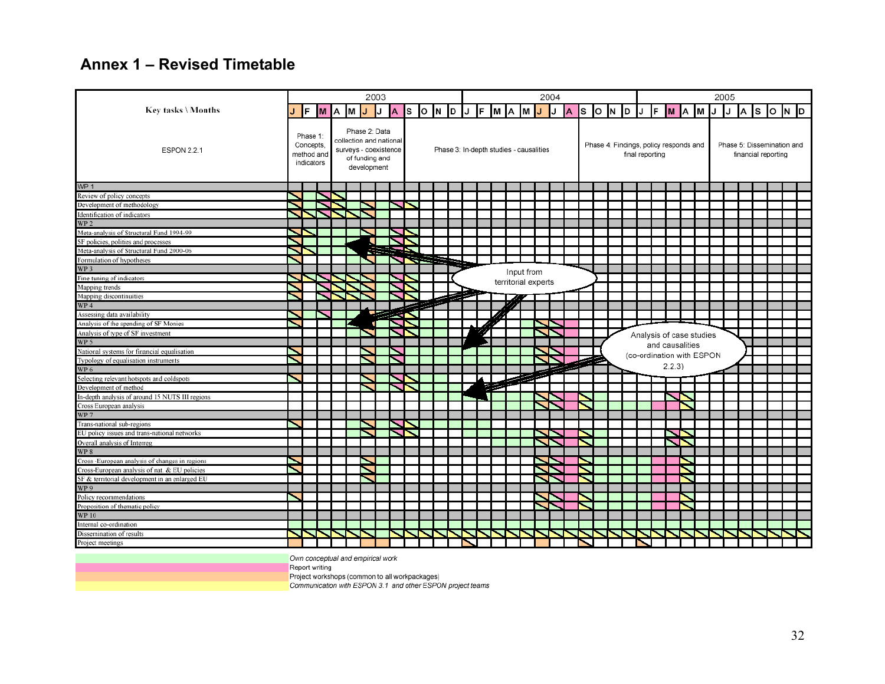## Annex 1 – Revised Timetable

| Key tasks \ Months | 2003 | | | | | | | | | | | | 2004 | | | | | | | | | | | | 2005 | | | | | | | | | | | |
|---|---|---|---|---|---|---|---|---|---|---|---|---|---|---|---|---|---|---|---|---|---|---|---|---|---|---|---|---|---|---|---|---|---|---|---|---|
| | J | F | M | A | M | J | J | A | S | O | N | D | J | F | M | A | M | J | J | A | S | O | N | D | J | F | M | A | M | J | J | A | S | O | N | D |
| ESPON 2.2.1 | Phase 1: Concepts, method and indicators | | | Phase 2: Data collection and national surveys - coexistence of funding and development | | | | | Phase 3: In-depth studies - causalities | | | | | | | | | | | | Phase 4: Findings, policy responds and final reporting | | | | | | | | | Phase 5: Dissemination and financial reporting | | | | | | |
| WP 1 | | | | | | | | | | | | | | | | | | | | | | | | | | | | | | | | | | | | |
| Review of policy concepts | | | | | | | | | | | | | | | | | | | | | | | | | | | | | | | | | | | | |
| Development of methodology | | | | | | | | | | | | | | | | | | | | | | | | | | | | | | | | | | | | |
| Identification of indicators | | | | | | | | | | | | | | | | | | | | | | | | | | | | | | | | | | | | |
| WP 2 | | | | | | | | | | | | | | | | | | | | | | | | | | | | | | | | | | | | |
| Meta-analysis of Structural Fund 1994-99 | | | | | | | | | | | | | | | | | | | | | | | | | | | | | | | | | | | | |
| SF policies, polities and processes | | | | | | | | | | | | | | | | | | | | | | | | | | | | | | | | | | | | |
| Meta-analysis of Structural Fund 2000-06 | | | | | | | | | | | | | | | | | | | | | | | | | | | | | | | | | | | | |
| Formulation of hypotheses | | | | | | | | | | | | | | | | | | | | | | | | | | | | | | | | | | | | |
| WP 3 | | | | | | | | | | | | | | | | | | | | | | | | | | | | | | | | | | | | |
| Fine tuning of indicators | | | | | | | | | | | | | | | | | | | | | | | | | | | | | | | | | | | | |
| Mapping trends | | | | | | | | | | | | | | | | | | | | | | | | | | | | | | | | | | | | |
| Mapping discontinuities | | | | | | | | | | | | | | | | | | | | | | | | | | | | | | | | | | | | |
| WP 4 | | | | | | | | | | | | | | | | | | | | | | | | | | | | | | | | | | | | |
| Assessing data availability | | | | | | | | | | | | | | | | | | | | | | | | | | | | | | | | | | | | |
| Analysis of the spending of SF Monies | | | | | | | | | | | | | | | | | | | | | | | | | | | | | | | | | | | | |
| Analysis of type of SF investment | | | | | | | | | | | | | | | | | | | | | | | | | | | | | | | | | | | | |
| WP 5 | | | | | | | | | | | | | | | | | | | | | | | | | | | | | | | | | | | | |
| National systems for financial equalisation | | | | | | | | | | | | | | | | | | | | | | | | | | | | | | | | | | | | |
| Typology of equalisation instruments | | | | | | | | | | | | | | | | | | | | | | | | | | | | | | | | | | | | |
| WP 6 | | | | | | | | | | | | | | | | | | | | | | | | | | | | | | | | | | | | |
| Selecting relevant hotspots and coldspots | | | | | | | | | | | | | | | | | | | | | | | | | | | | | | | | | | | | |
| Development of method | | | | | | | | | | | | | | | | | | | | | | | | | | | | | | | | | | | | |
| In-depth analysis of around 15 NUTS III regions | | | | | | | | | | | | | | | | | | | | | | | | | | | | | | | | | | | | |
| Cross European analysis | | | | | | | | | | | | | | | | | | | | | | | | | | | | | | | | | | | | |
| WP 7 | | | | | | | | | | | | | | | | | | | | | | | | | | | | | | | | | | | | |
| Trans-national sub-regions | | | | | | | | | | | | | | | | | | | | | | | | | | | | | | | | | | | | |
| EU policy issues and trans-national networks | | | | | | | | | | | | | | | | | | | | | | | | | | | | | | | | | | | | |
| Overall analysis of Interreg | | | | | | | | | | | | | | | | | | | | | | | | | | | | | | | | | | | | |
| WP 8 | | | | | | | | | | | | | | | | | | | | | | | | | | | | | | | | | | | | |
| Cross -European analysis of changes in regions | | | | | | | | | | | | | | | | | | | | | | | | | | | | | | | | | | | | |
| Cross-European analysis of nat. & EU policies | | | | | | | | | | | | | | | | | | | | | | | | | | | | | | | | | | | | |
| SF & territorial development in an enlarged EU | | | | | | | | | | | | | | | | | | | | | | | | | | | | | | | | | | | | |
| WP 9 | | | | | | | | | | | | | | | | | | | | | | | | | | | | | | | | | | | | |
| Policy recommendations | | | | | | | | | | | | | | | | | | | | | | | | | | | | | | | | | | | | |
| Proposition of thematic policy | | | | | | | | | | | | | | | | | | | | | | | | | | | | | | | | | | | | |
| WP 10 | | | | | | | | | | | | | | | | | | | | | | | | | | | | | | | | | | | | |
| Internal co-ordination | | | | | | | | | | | | | | | | | | | | | | | | | | | | | | | | | | | | |
| Dissemination of results | | | | | | | | | | | | | | | | | | | | | | | | | | | | | | | | | | | | |
| Project meetings | | | | | | | | | | | | | | | | | | | | | | | | | | | | | | | | | | | | |

Input from territorial experts

Analysis of case studies and causalities (co-ordination with ESPON 2.2.3)

*Own conceptual and empirical work*

Report writing

Project workshops (common to all workpackages)

*Communication with ESPON 3.1 and other ESPON project teams*